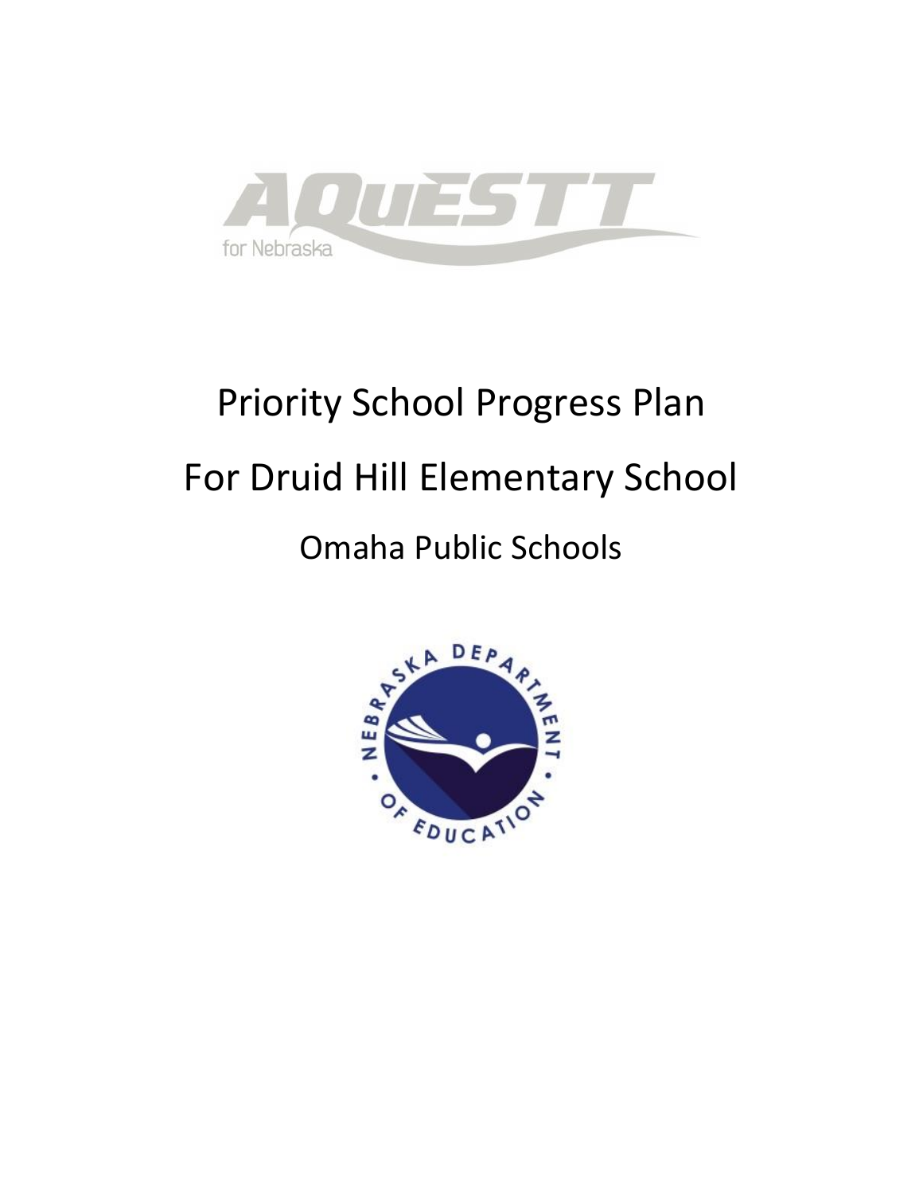AQuESTT for Nebraska

# Priority School Progress Plan

# For Druid Hill Elementary School

## Omaha Public Schools

NEBRASKA DEPARTMENT OF EDUCATION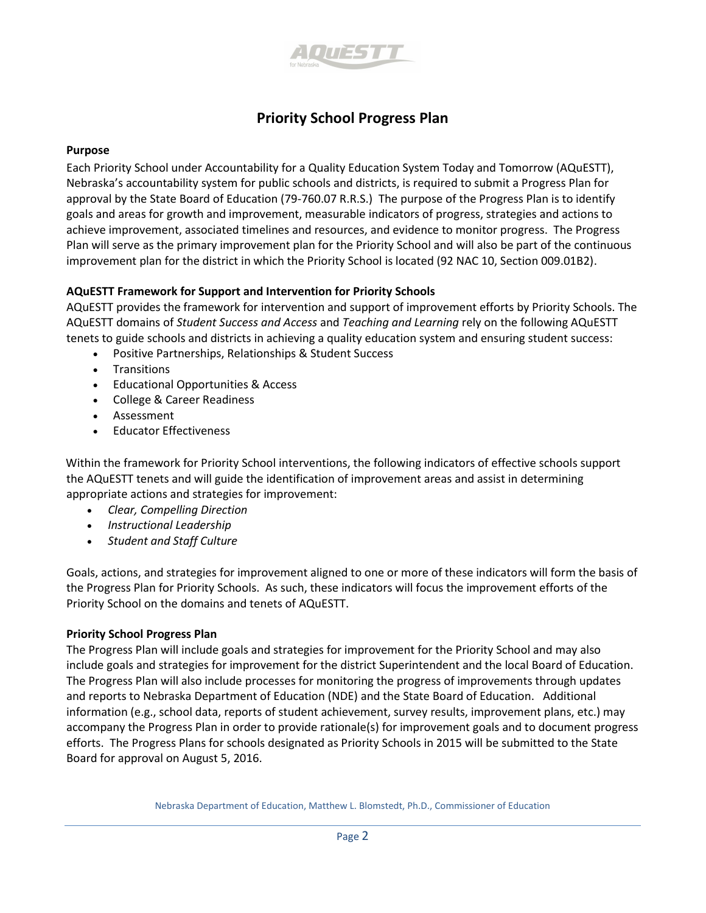# Priority School Progress Plan

**Purpose**

Each Priority School under Accountability for a Quality Education System Today and Tomorrow (AQuESTT), Nebraska's accountability system for public schools and districts, is required to submit a Progress Plan for approval by the State Board of Education (79-760.07 R.R.S.) The purpose of the Progress Plan is to identify goals and areas for growth and improvement, measurable indicators of progress, strategies and actions to achieve improvement, associated timelines and resources, and evidence to monitor progress. The Progress Plan will serve as the primary improvement plan for the Priority School and will also be part of the continuous improvement plan for the district in which the Priority School is located (92 NAC 10, Section 009.01B2).

**AQuESTT Framework for Support and Intervention for Priority Schools**

AQuESTT provides the framework for intervention and support of improvement efforts by Priority Schools. The AQuESTT domains of *Student Success and Access* and *Teaching and Learning* rely on the following AQuESTT tenets to guide schools and districts in achieving a quality education system and ensuring student success:

- Positive Partnerships, Relationships & Student Success
- Transitions
- Educational Opportunities & Access
- College & Career Readiness
- Assessment
- Educator Effectiveness

Within the framework for Priority School interventions, the following indicators of effective schools support the AQuESTT tenets and will guide the identification of improvement areas and assist in determining appropriate actions and strategies for improvement:

- *Clear, Compelling Direction*
- *Instructional Leadership*
- *Student and Staff Culture*

Goals, actions, and strategies for improvement aligned to one or more of these indicators will form the basis of the Progress Plan for Priority Schools. As such, these indicators will focus the improvement efforts of the Priority School on the domains and tenets of AQuESTT.

**Priority School Progress Plan**

The Progress Plan will include goals and strategies for improvement for the Priority School and may also include goals and strategies for improvement for the district Superintendent and the local Board of Education. The Progress Plan will also include processes for monitoring the progress of improvements through updates and reports to Nebraska Department of Education (NDE) and the State Board of Education. Additional information (e.g., school data, reports of student achievement, survey results, improvement plans, etc.) may accompany the Progress Plan in order to provide rationale(s) for improvement goals and to document progress efforts. The Progress Plans for schools designated as Priority Schools in 2015 will be submitted to the State Board for approval on August 5, 2016.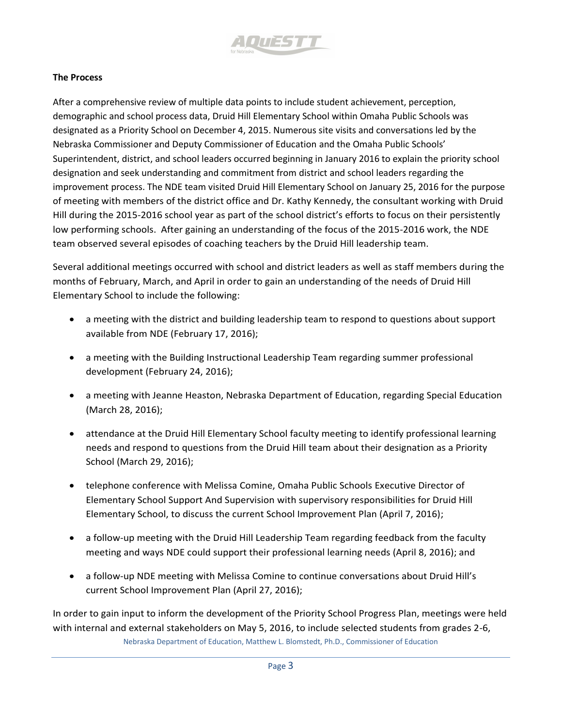**The Process**

After a comprehensive review of multiple data points to include student achievement, perception, demographic and school process data, Druid Hill Elementary School within Omaha Public Schools was designated as a Priority School on December 4, 2015. Numerous site visits and conversations led by the Nebraska Commissioner and Deputy Commissioner of Education and the Omaha Public Schools' Superintendent, district, and school leaders occurred beginning in January 2016 to explain the priority school designation and seek understanding and commitment from district and school leaders regarding the improvement process. The NDE team visited Druid Hill Elementary School on January 25, 2016 for the purpose of meeting with members of the district office and Dr. Kathy Kennedy, the consultant working with Druid Hill during the 2015-2016 school year as part of the school district's efforts to focus on their persistently low performing schools. After gaining an understanding of the focus of the 2015-2016 work, the NDE team observed several episodes of coaching teachers by the Druid Hill leadership team.

Several additional meetings occurred with school and district leaders as well as staff members during the months of February, March, and April in order to gain an understanding of the needs of Druid Hill Elementary School to include the following:

- a meeting with the district and building leadership team to respond to questions about support available from NDE (February 17, 2016);
- a meeting with the Building Instructional Leadership Team regarding summer professional development (February 24, 2016);
- a meeting with Jeanne Heaston, Nebraska Department of Education, regarding Special Education (March 28, 2016);
- attendance at the Druid Hill Elementary School faculty meeting to identify professional learning needs and respond to questions from the Druid Hill team about their designation as a Priority School (March 29, 2016);
- telephone conference with Melissa Comine, Omaha Public Schools Executive Director of Elementary School Support And Supervision with supervisory responsibilities for Druid Hill Elementary School, to discuss the current School Improvement Plan (April 7, 2016);
- a follow-up meeting with the Druid Hill Leadership Team regarding feedback from the faculty meeting and ways NDE could support their professional learning needs (April 8, 2016); and
- a follow-up NDE meeting with Melissa Comine to continue conversations about Druid Hill's current School Improvement Plan (April 27, 2016);

In order to gain input to inform the development of the Priority School Progress Plan, meetings were held with internal and external stakeholders on May 5, 2016, to include selected students from grades 2-6,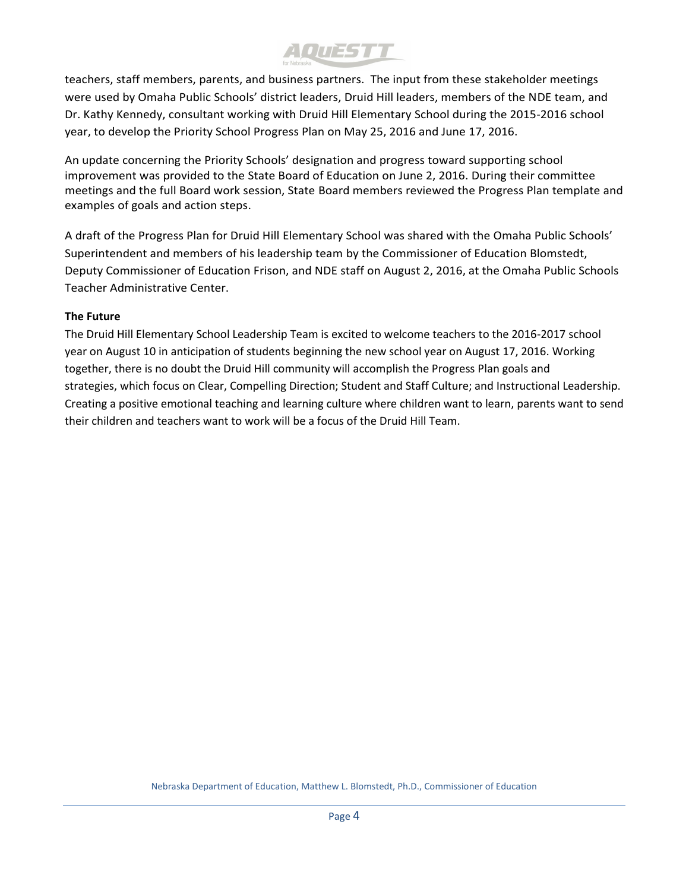teachers, staff members, parents, and business partners. The input from these stakeholder meetings were used by Omaha Public Schools' district leaders, Druid Hill leaders, members of the NDE team, and Dr. Kathy Kennedy, consultant working with Druid Hill Elementary School during the 2015-2016 school year, to develop the Priority School Progress Plan on May 25, 2016 and June 17, 2016.

An update concerning the Priority Schools' designation and progress toward supporting school improvement was provided to the State Board of Education on June 2, 2016. During their committee meetings and the full Board work session, State Board members reviewed the Progress Plan template and examples of goals and action steps.

A draft of the Progress Plan for Druid Hill Elementary School was shared with the Omaha Public Schools' Superintendent and members of his leadership team by the Commissioner of Education Blomstedt, Deputy Commissioner of Education Frison, and NDE staff on August 2, 2016, at the Omaha Public Schools Teacher Administrative Center.

**The Future**

The Druid Hill Elementary School Leadership Team is excited to welcome teachers to the 2016-2017 school year on August 10 in anticipation of students beginning the new school year on August 17, 2016. Working together, there is no doubt the Druid Hill community will accomplish the Progress Plan goals and strategies, which focus on Clear, Compelling Direction; Student and Staff Culture; and Instructional Leadership. Creating a positive emotional teaching and learning culture where children want to learn, parents want to send their children and teachers want to work will be a focus of the Druid Hill Team.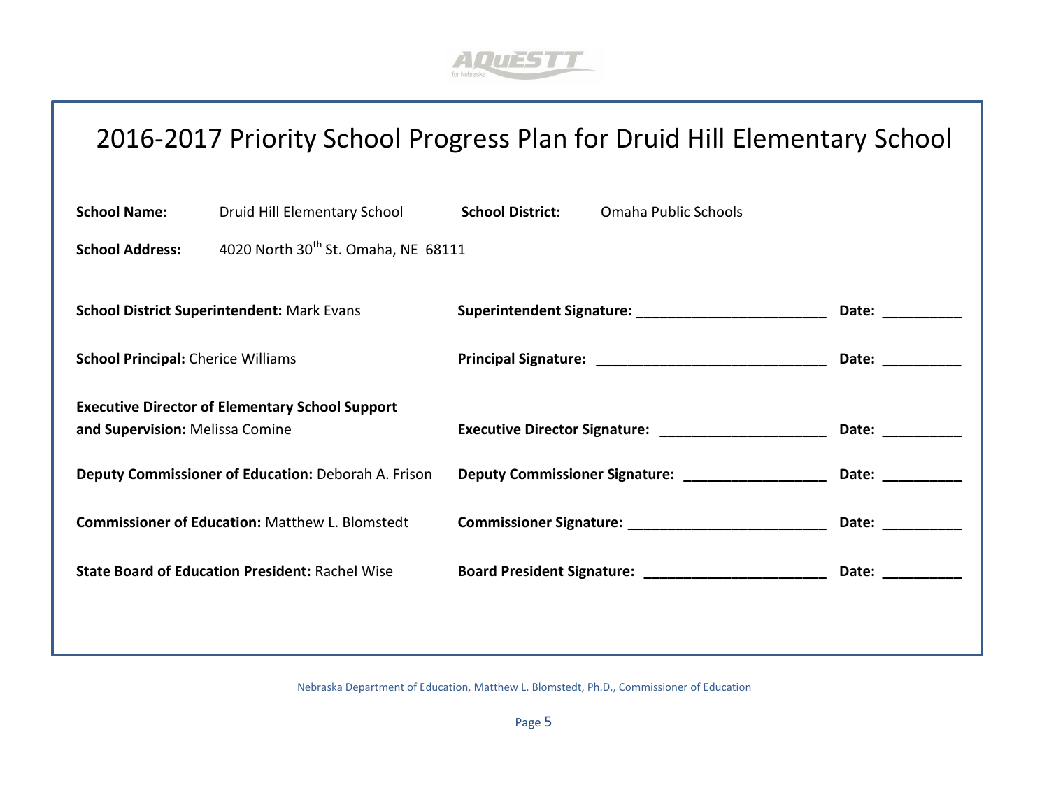# 2016-2017 Priority School Progress Plan for Druid Hill Elementary School

**School Name:** Druid Hill Elementary School **School District:** Omaha Public Schools

**School Address:** 4020 North 30th St. Omaha, NE 68111

**School District Superintendent:** Mark Evans **Superintendent Signature:** ________________________ **Date:** __________

**School Principal:** Cherice Williams **Principal Signature:** ____________________________ **Date:** __________

**Executive Director of Elementary School Support and Supervision:** Melissa Comine **Executive Director Signature:** ______________________ **Date:** __________

**Deputy Commissioner of Education:** Deborah A. Frison **Deputy Commissioner Signature:** __________________ **Date:** __________

**Commissioner of Education:** Matthew L. Blomstedt **Commissioner Signature:** _________________________ **Date:** __________

**State Board of Education President:** Rachel Wise **Board President Signature:** _______________________ **Date:** __________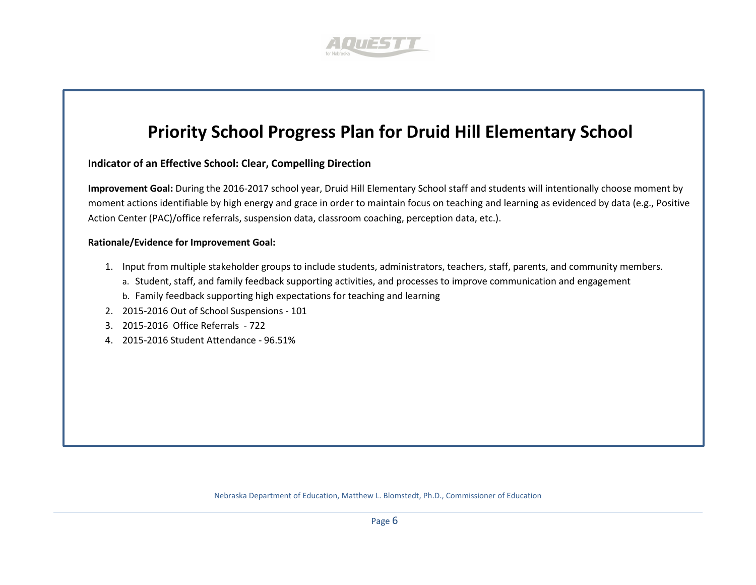# Priority School Progress Plan for Druid Hill Elementary School

**Indicator of an Effective School: Clear, Compelling Direction**

**Improvement Goal:** During the 2016-2017 school year, Druid Hill Elementary School staff and students will intentionally choose moment by moment actions identifiable by high energy and grace in order to maintain focus on teaching and learning as evidenced by data (e.g., Positive Action Center (PAC)/office referrals, suspension data, classroom coaching, perception data, etc.).

**Rationale/Evidence for Improvement Goal:**

1. Input from multiple stakeholder groups to include students, administrators, teachers, staff, parents, and community members.
   a. Student, staff, and family feedback supporting activities, and processes to improve communication and engagement
   b. Family feedback supporting high expectations for teaching and learning
2. 2015-2016 Out of School Suspensions - 101
3. 2015-2016 Office Referrals - 722
4. 2015-2016 Student Attendance - 96.51%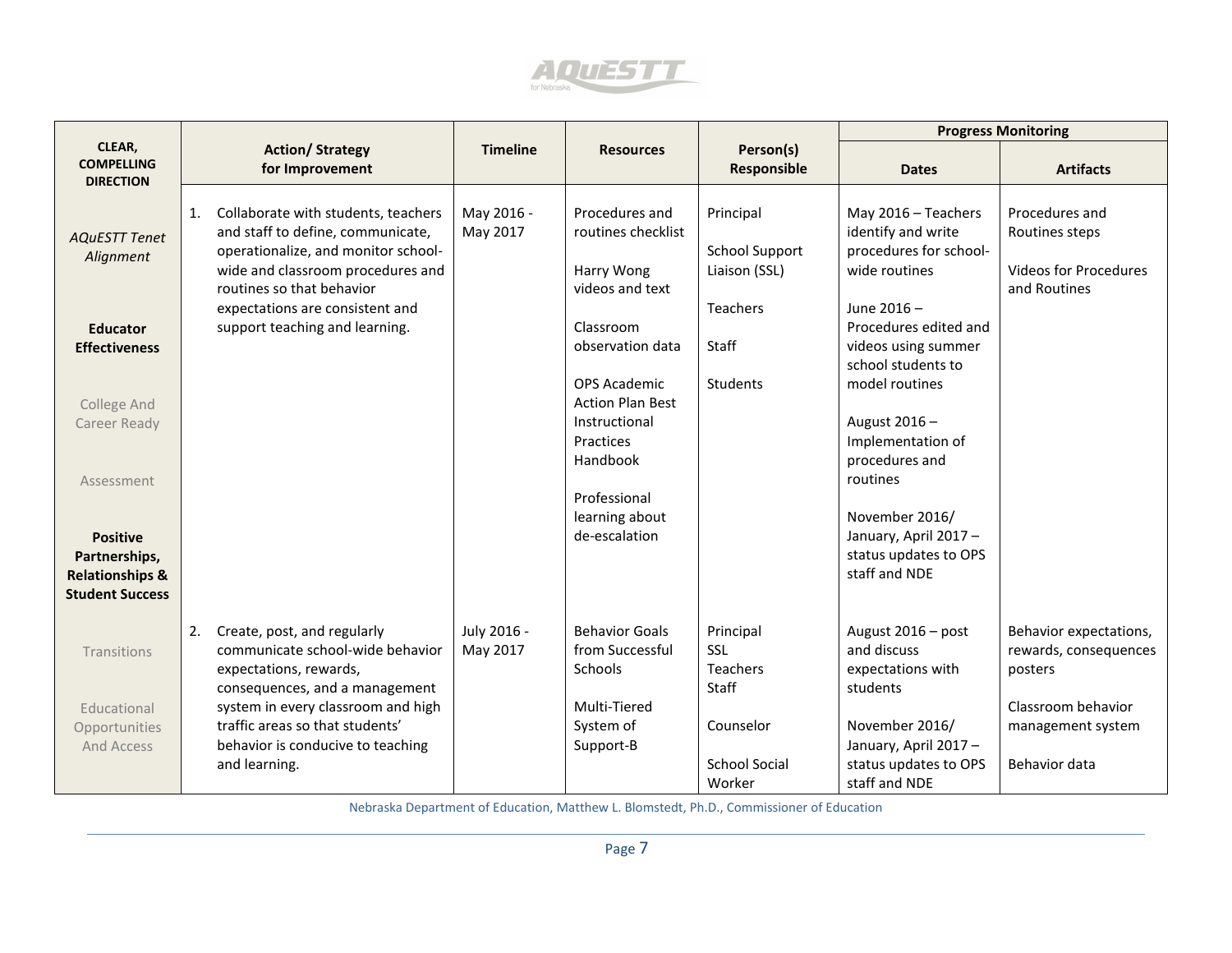| CLEAR, COMPELLING DIRECTION | Action/ Strategy for Improvement | Timeline | Resources | Person(s) Responsible | Progress Monitoring | |
|---|---|---|---|---|---|---|
| | | | | | Dates | Artifacts |
| *AQuESTT Tenet Alignment*<br><br>**Educator Effectiveness**<br><br>College And Career Ready<br><br>Assessment<br><br>**Positive Partnerships, Relationships & Student Success**<br><br>Transitions<br><br>Educational Opportunities And Access | 1. Collaborate with students, teachers and staff to define, communicate, operationalize, and monitor school-wide and classroom procedures and routines so that behavior expectations are consistent and support teaching and learning. | May 2016 - May 2017 | Procedures and routines checklist<br><br>Harry Wong videos and text<br><br>Classroom observation data<br><br>OPS Academic Action Plan Best Instructional Practices Handbook<br><br>Professional learning about de-escalation | Principal<br><br>School Support Liaison (SSL)<br><br>Teachers<br><br>Staff<br><br>Students | May 2016 – Teachers identify and write procedures for school-wide routines<br><br>June 2016 – Procedures edited and videos using summer school students to model routines<br><br>August 2016 – Implementation of procedures and routines<br><br>November 2016/ January, April 2017 – status updates to OPS staff and NDE | Procedures and Routines steps<br><br>Videos for Procedures and Routines |
| | 2. Create, post, and regularly communicate school-wide behavior expectations, rewards, consequences, and a management system in every classroom and high traffic areas so that students' behavior is conducive to teaching and learning. | July 2016 - May 2017 | Behavior Goals from Successful Schools<br><br>Multi-Tiered System of Support-B | Principal<br>SSL<br>Teachers<br>Staff<br><br>Counselor<br><br>School Social Worker | August 2016 – post and discuss expectations with students<br><br>November 2016/ January, April 2017 – status updates to OPS staff and NDE | Behavior expectations, rewards, consequences posters<br><br>Classroom behavior management system<br><br>Behavior data |

Nebraska Department of Education, Matthew L. Blomstedt, Ph.D., Commissioner of Education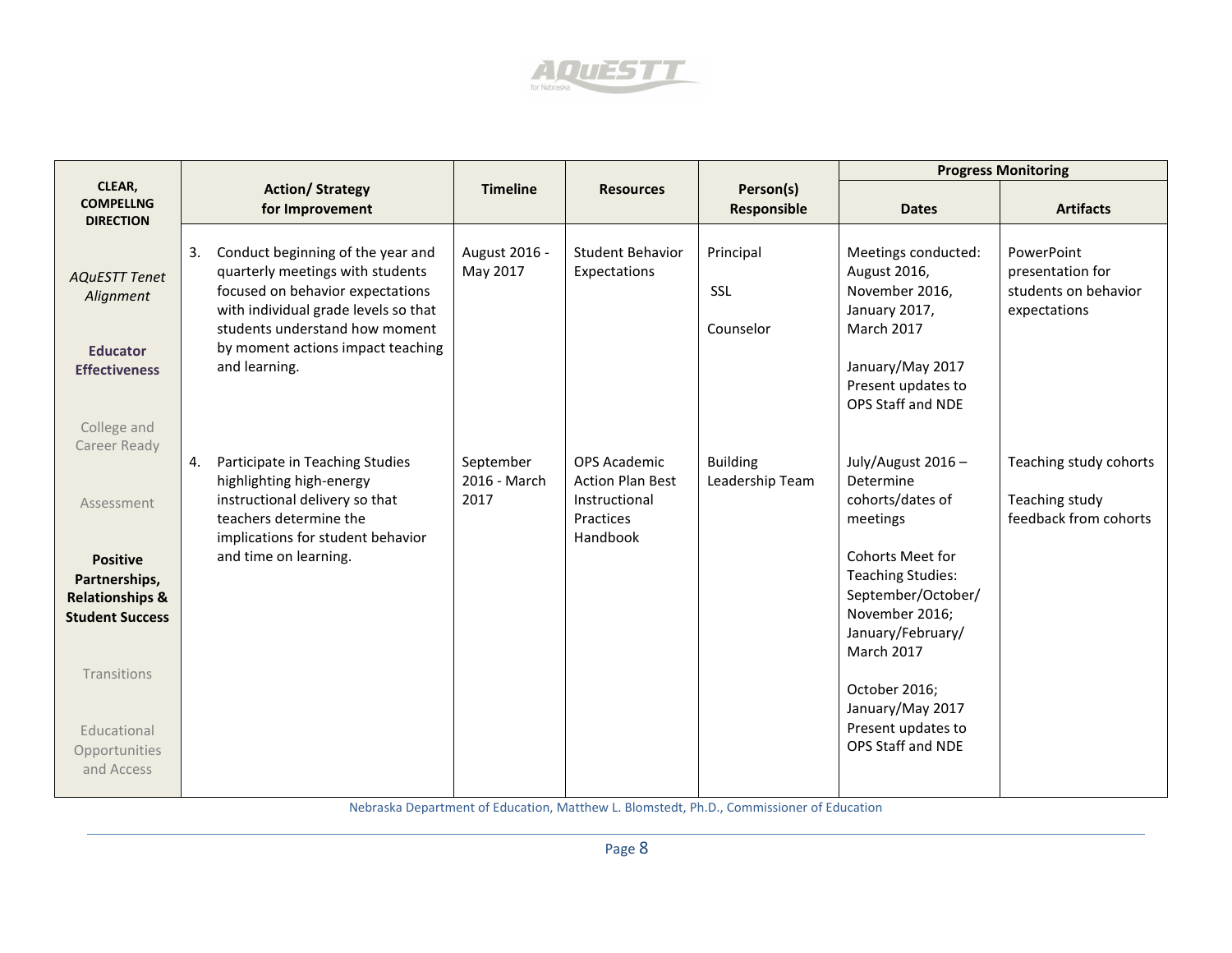| CLEAR, COMPELLNG DIRECTION | Action/ Strategy for Improvement | Timeline | Resources | Person(s) Responsible | Progress Monitoring | |
|---|---|---|---|---|---|---|
| | | | | | Dates | Artifacts |
| *AQuESTT Tenet Alignment*<br><br>**Educator Effectiveness**<br><br>College and Career Ready<br><br>Assessment<br><br>**Positive Partnerships, Relationships & Student Success**<br><br>Transitions<br><br>Educational Opportunities and Access | 3. Conduct beginning of the year and quarterly meetings with students focused on behavior expectations with individual grade levels so that students understand how moment by moment actions impact teaching and learning. | August 2016 - May 2017 | Student Behavior Expectations | Principal<br><br>SSL<br><br>Counselor | Meetings conducted: August 2016, November 2016, January 2017, March 2017<br><br>January/May 2017 Present updates to OPS Staff and NDE | PowerPoint presentation for students on behavior expectations |
| | 4. Participate in Teaching Studies highlighting high-energy instructional delivery so that teachers determine the implications for student behavior and time on learning. | September 2016 - March 2017 | OPS Academic Action Plan Best Instructional Practices Handbook | Building Leadership Team | July/August 2016 – Determine cohorts/dates of meetings<br><br>Cohorts Meet for Teaching Studies: September/October/ November 2016; January/February/ March 2017<br><br>October 2016; January/May 2017 Present updates to OPS Staff and NDE | Teaching study cohorts<br><br>Teaching study feedback from cohorts |

Nebraska Department of Education, Matthew L. Blomstedt, Ph.D., Commissioner of Education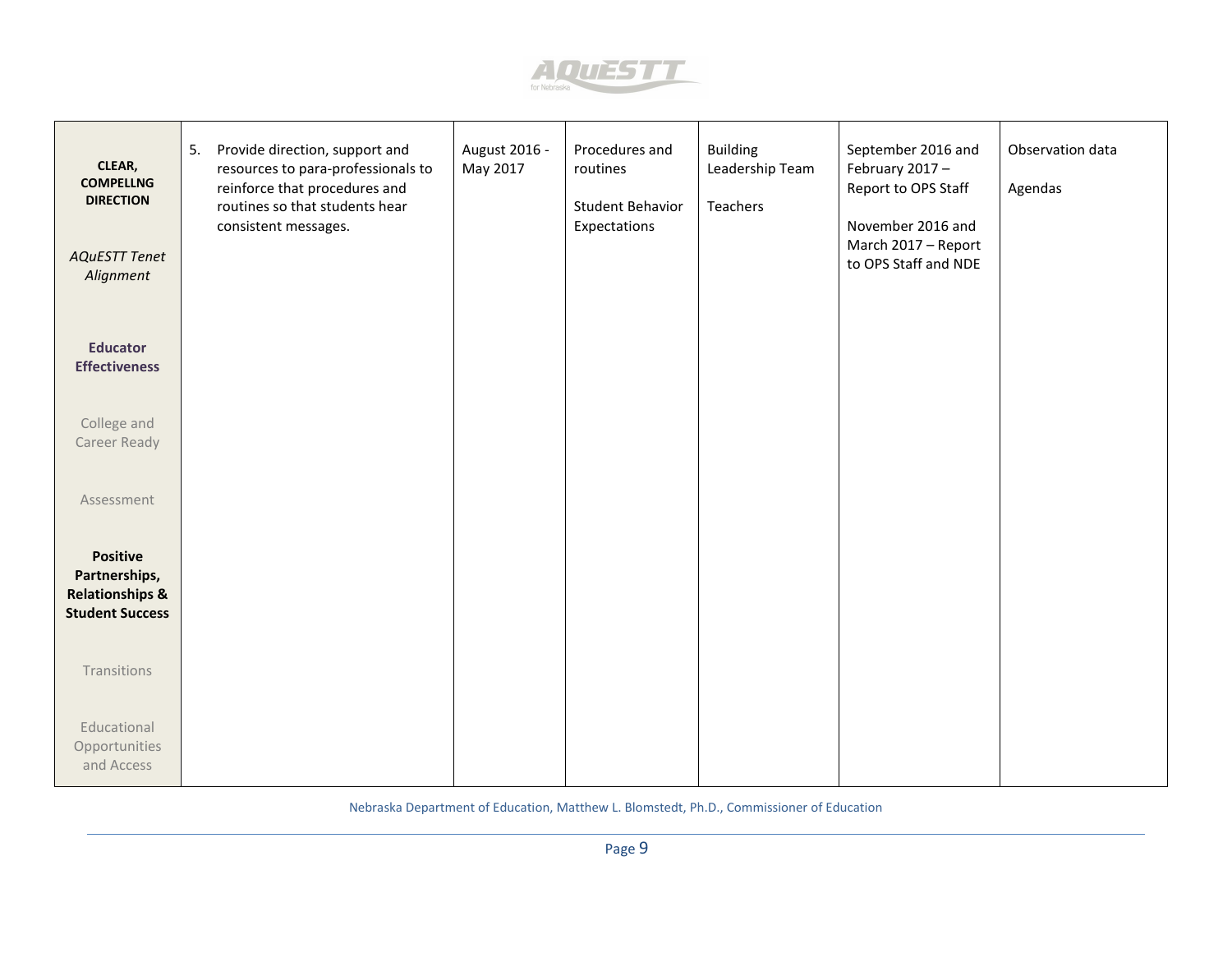| **CLEAR, COMPELLNG DIRECTION**<br><br>*AQuESTT Tenet Alignment*<br><br>**Educator Effectiveness**<br><br>College and Career Ready<br><br>Assessment<br><br>**Positive Partnerships, Relationships & Student Success**<br><br>Transitions<br><br>Educational Opportunities and Access | 5. Provide direction, support and resources to para-professionals to reinforce that procedures and routines so that students hear consistent messages. | August 2016 - May 2017 | Procedures and routines<br><br>Student Behavior Expectations | Building Leadership Team<br><br>Teachers | September 2016 and February 2017 – Report to OPS Staff<br><br>November 2016 and March 2017 – Report to OPS Staff and NDE | Observation data<br><br>Agendas |
|---|---|---|---|---|---|---|

Nebraska Department of Education, Matthew L. Blomstedt, Ph.D., Commissioner of Education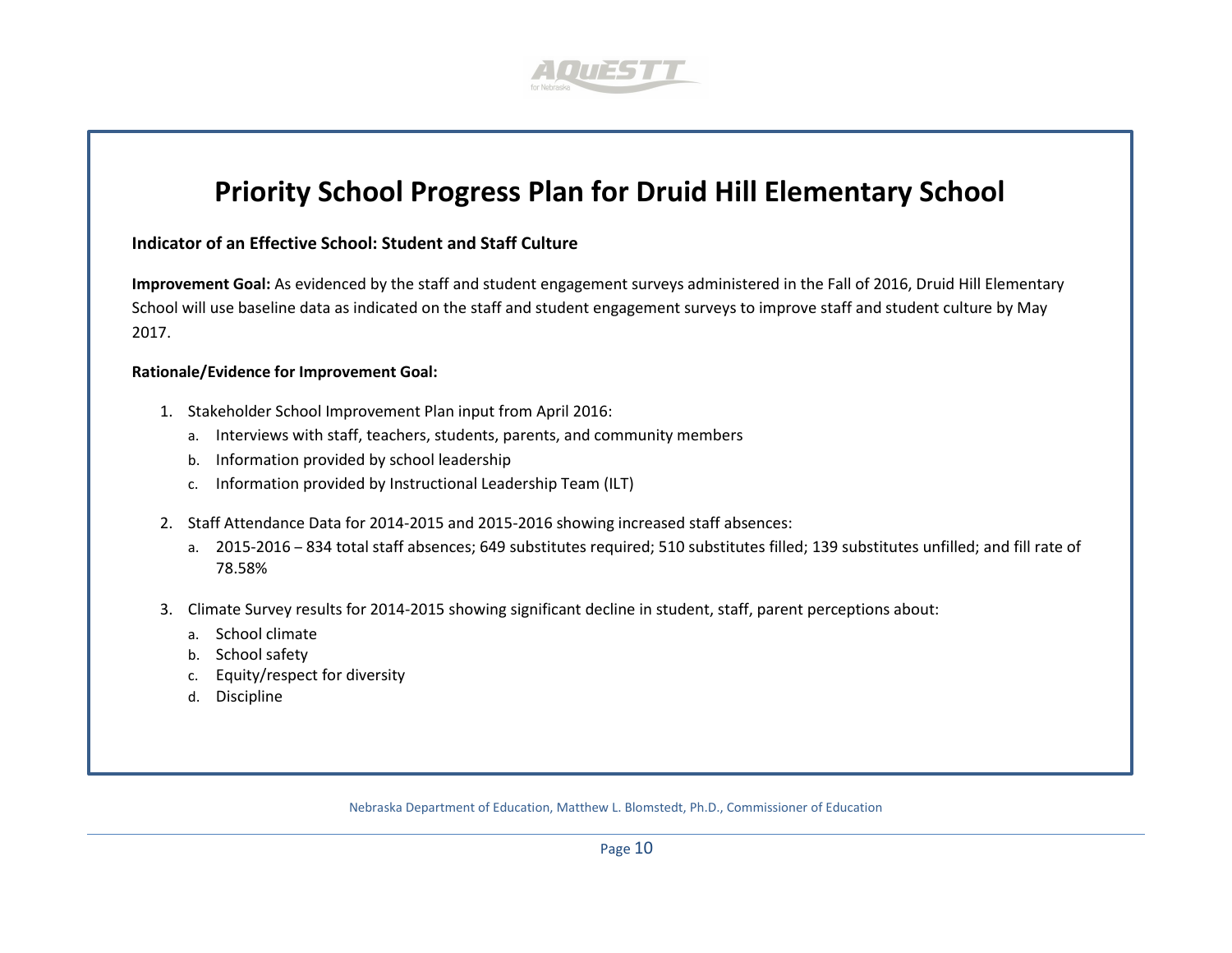# Priority School Progress Plan for Druid Hill Elementary School

**Indicator of an Effective School: Student and Staff Culture**

**Improvement Goal:** As evidenced by the staff and student engagement surveys administered in the Fall of 2016, Druid Hill Elementary School will use baseline data as indicated on the staff and student engagement surveys to improve staff and student culture by May 2017.

**Rationale/Evidence for Improvement Goal:**

1. Stakeholder School Improvement Plan input from April 2016:
   a. Interviews with staff, teachers, students, parents, and community members
   b. Information provided by school leadership
   c. Information provided by Instructional Leadership Team (ILT)

2. Staff Attendance Data for 2014-2015 and 2015-2016 showing increased staff absences:
   a. 2015-2016 – 834 total staff absences; 649 substitutes required; 510 substitutes filled; 139 substitutes unfilled; and fill rate of 78.58%

3. Climate Survey results for 2014-2015 showing significant decline in student, staff, parent perceptions about:
   a. School climate
   b. School safety
   c. Equity/respect for diversity
   d. Discipline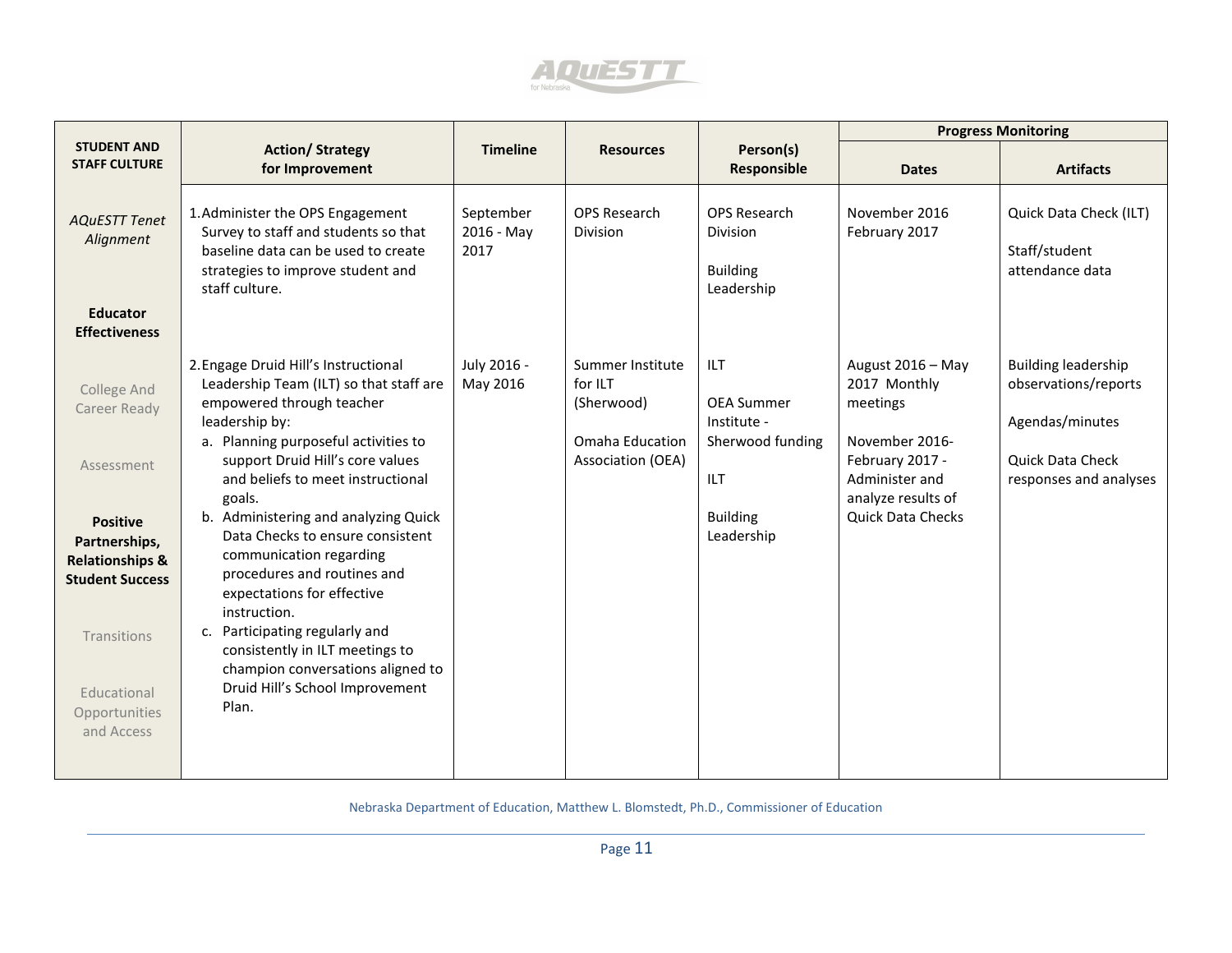| STUDENT AND STAFF CULTURE | Action/ Strategy for Improvement | Timeline | Resources | Person(s) Responsible | Progress Monitoring | |
|---|---|---|---|---|---|---|
| | | | | | Dates | Artifacts |
| *AQuESTT Tenet Alignment*<br><br>**Educator Effectiveness**<br><br>College And Career Ready<br><br>Assessment<br><br>**Positive Partnerships, Relationships & Student Success**<br><br>Transitions<br><br>Educational Opportunities and Access | 1. Administer the OPS Engagement Survey to staff and students so that baseline data can be used to create strategies to improve student and staff culture. | September 2016 - May 2017 | OPS Research Division | OPS Research Division<br><br>Building Leadership | November 2016<br>February 2017 | Quick Data Check (ILT)<br><br>Staff/student attendance data |
| | 2. Engage Druid Hill's Instructional Leadership Team (ILT) so that staff are empowered through teacher leadership by:<br>a. Planning purposeful activities to support Druid Hill's core values and beliefs to meet instructional goals.<br>b. Administering and analyzing Quick Data Checks to ensure consistent communication regarding procedures and routines and expectations for effective instruction.<br>c. Participating regularly and consistently in ILT meetings to champion conversations aligned to Druid Hill's School Improvement Plan. | July 2016 - May 2016 | Summer Institute for ILT (Sherwood)<br><br>Omaha Education Association (OEA) | ILT<br><br>OEA Summer Institute - Sherwood funding<br><br>ILT<br><br>Building Leadership | August 2016 – May 2017 Monthly meetings<br><br>November 2016-February 2017 - Administer and analyze results of Quick Data Checks | Building leadership observations/reports<br><br>Agendas/minutes<br><br>Quick Data Check responses and analyses |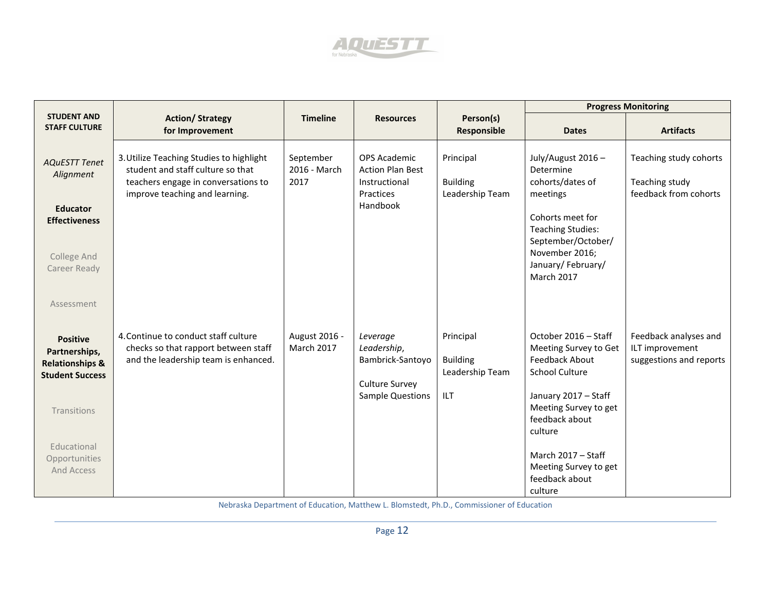| STUDENT AND STAFF CULTURE | Action/ Strategy for Improvement | Timeline | Resources | Person(s) Responsible | Progress Monitoring | |
|---|---|---|---|---|---|---|
| | | | | | **Dates** | **Artifacts** |
| *AQuESTT Tenet Alignment*<br><br>**Educator Effectiveness**<br><br>College And Career Ready<br><br>Assessment | 3. Utilize Teaching Studies to highlight student and staff culture so that teachers engage in conversations to improve teaching and learning. | September 2016 - March 2017 | OPS Academic Action Plan Best Instructional Practices Handbook | Principal<br><br>Building Leadership Team | July/August 2016 – Determine cohorts/dates of meetings<br><br>Cohorts meet for Teaching Studies: September/October/ November 2016; January/ February/ March 2017 | Teaching study cohorts<br><br>Teaching study feedback from cohorts |
| **Positive Partnerships, Relationships & Student Success**<br><br>Transitions<br><br>Educational Opportunities And Access | 4. Continue to conduct staff culture checks so that rapport between staff and the leadership team is enhanced. | August 2016 - March 2017 | *Leverage Leadership*, Bambrick-Santoyo<br><br>Culture Survey Sample Questions | Principal<br><br>Building Leadership Team<br><br>ILT | October 2016 – Staff Meeting Survey to Get Feedback About School Culture<br><br>January 2017 – Staff Meeting Survey to get feedback about culture<br><br>March 2017 – Staff Meeting Survey to get feedback about culture | Feedback analyses and ILT improvement suggestions and reports |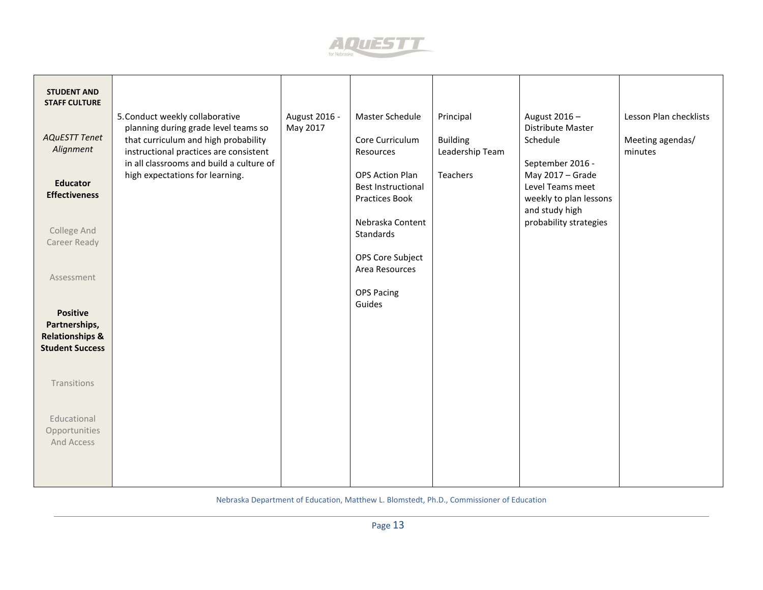| STUDENT AND STAFF CULTURE<br><br>*AQuESTT Tenet Alignment*<br><br>**Educator Effectiveness**<br><br>College And Career Ready<br><br>Assessment<br><br>**Positive Partnerships, Relationships & Student Success**<br><br>Transitions<br><br>Educational Opportunities And Access | 5. Conduct weekly collaborative planning during grade level teams so that curriculum and high probability instructional practices are consistent in all classrooms and build a culture of high expectations for learning. | August 2016 - May 2017 | Master Schedule<br><br>Core Curriculum Resources<br><br>OPS Action Plan Best Instructional Practices Book<br><br>Nebraska Content Standards<br><br>OPS Core Subject Area Resources<br><br>OPS Pacing Guides | Principal<br><br>Building Leadership Team<br><br>Teachers | August 2016 – Distribute Master Schedule<br><br>September 2016 - May 2017 – Grade Level Teams meet weekly to plan lessons and study high probability strategies | Lesson Plan checklists<br><br>Meeting agendas/ minutes |
|---|---|---|---|---|---|---|

Nebraska Department of Education, Matthew L. Blomstedt, Ph.D., Commissioner of Education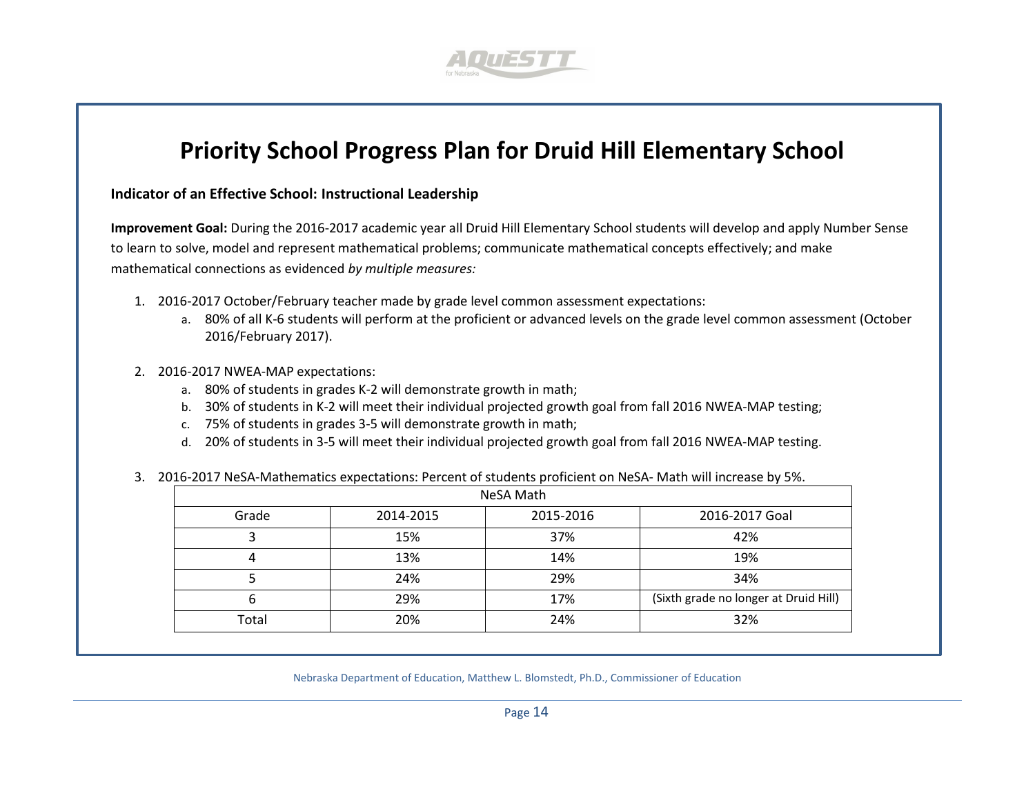# Priority School Progress Plan for Druid Hill Elementary School

**Indicator of an Effective School: Instructional Leadership**

**Improvement Goal:** During the 2016-2017 academic year all Druid Hill Elementary School students will develop and apply Number Sense to learn to solve, model and represent mathematical problems; communicate mathematical concepts effectively; and make mathematical connections as evidenced *by multiple measures:*

1. 2016-2017 October/February teacher made by grade level common assessment expectations:
   a. 80% of all K-6 students will perform at the proficient or advanced levels on the grade level common assessment (October 2016/February 2017).

2. 2016-2017 NWEA-MAP expectations:
   a. 80% of students in grades K-2 will demonstrate growth in math;
   b. 30% of students in K-2 will meet their individual projected growth goal from fall 2016 NWEA-MAP testing;
   c. 75% of students in grades 3-5 will demonstrate growth in math;
   d. 20% of students in 3-5 will meet their individual projected growth goal from fall 2016 NWEA-MAP testing.

3. 2016-2017 NeSA-Mathematics expectations: Percent of students proficient on NeSA- Math will increase by 5%.

| NeSA Math | | | |
|---|---|---|---|
| Grade | 2014-2015 | 2015-2016 | 2016-2017 Goal |
| 3 | 15% | 37% | 42% |
| 4 | 13% | 14% | 19% |
| 5 | 24% | 29% | 34% |
| 6 | 29% | 17% | (Sixth grade no longer at Druid Hill) |
| Total | 20% | 24% | 32% |

Nebraska Department of Education, Matthew L. Blomstedt, Ph.D., Commissioner of Education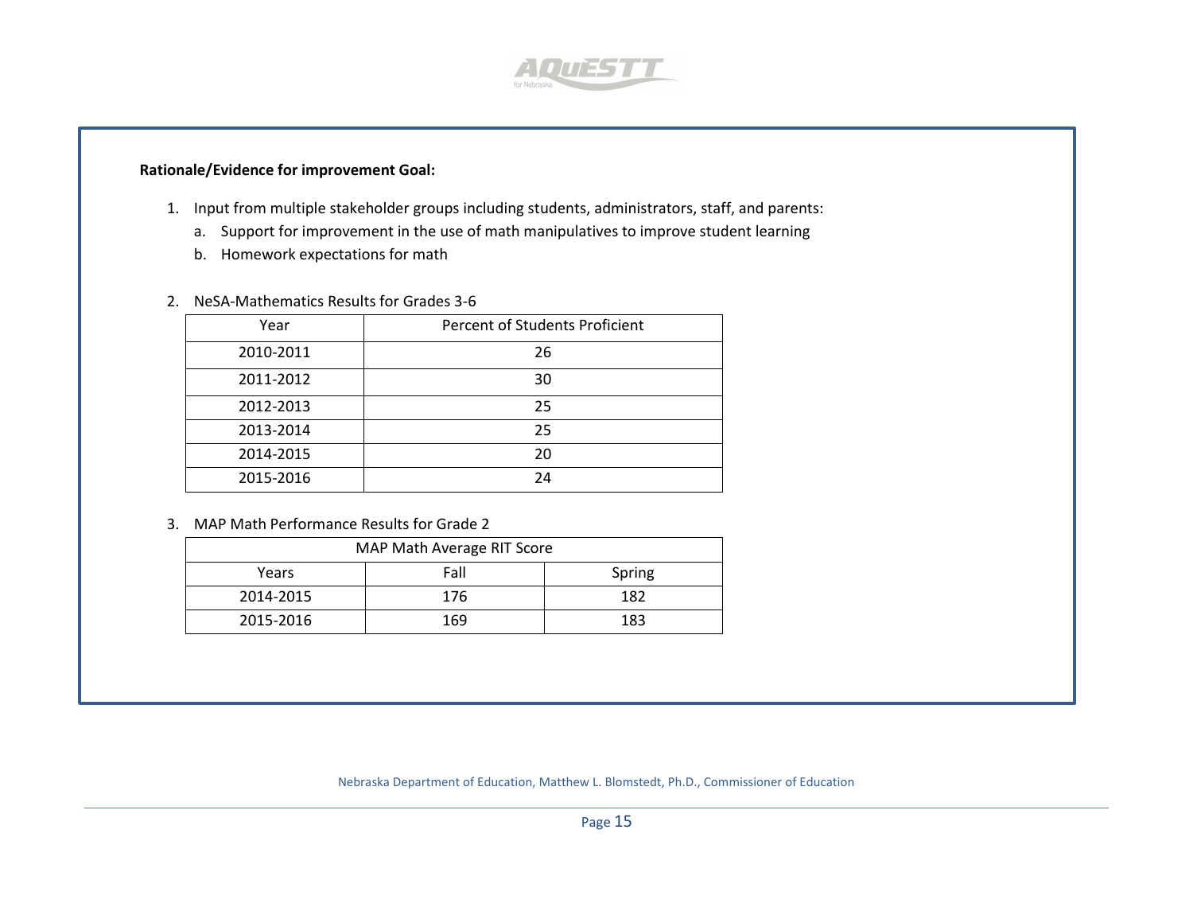**Rationale/Evidence for improvement Goal:**

1. Input from multiple stakeholder groups including students, administrators, staff, and parents:
   a. Support for improvement in the use of math manipulatives to improve student learning
   b. Homework expectations for math

2. NeSA-Mathematics Results for Grades 3-6

| Year | Percent of Students Proficient |
|---|---|
| 2010-2011 | 26 |
| 2011-2012 | 30 |
| 2012-2013 | 25 |
| 2013-2014 | 25 |
| 2014-2015 | 20 |
| 2015-2016 | 24 |

3. MAP Math Performance Results for Grade 2

| MAP Math Average RIT Score | | |
|---|---|---|
| Years | Fall | Spring |
| 2014-2015 | 176 | 182 |
| 2015-2016 | 169 | 183 |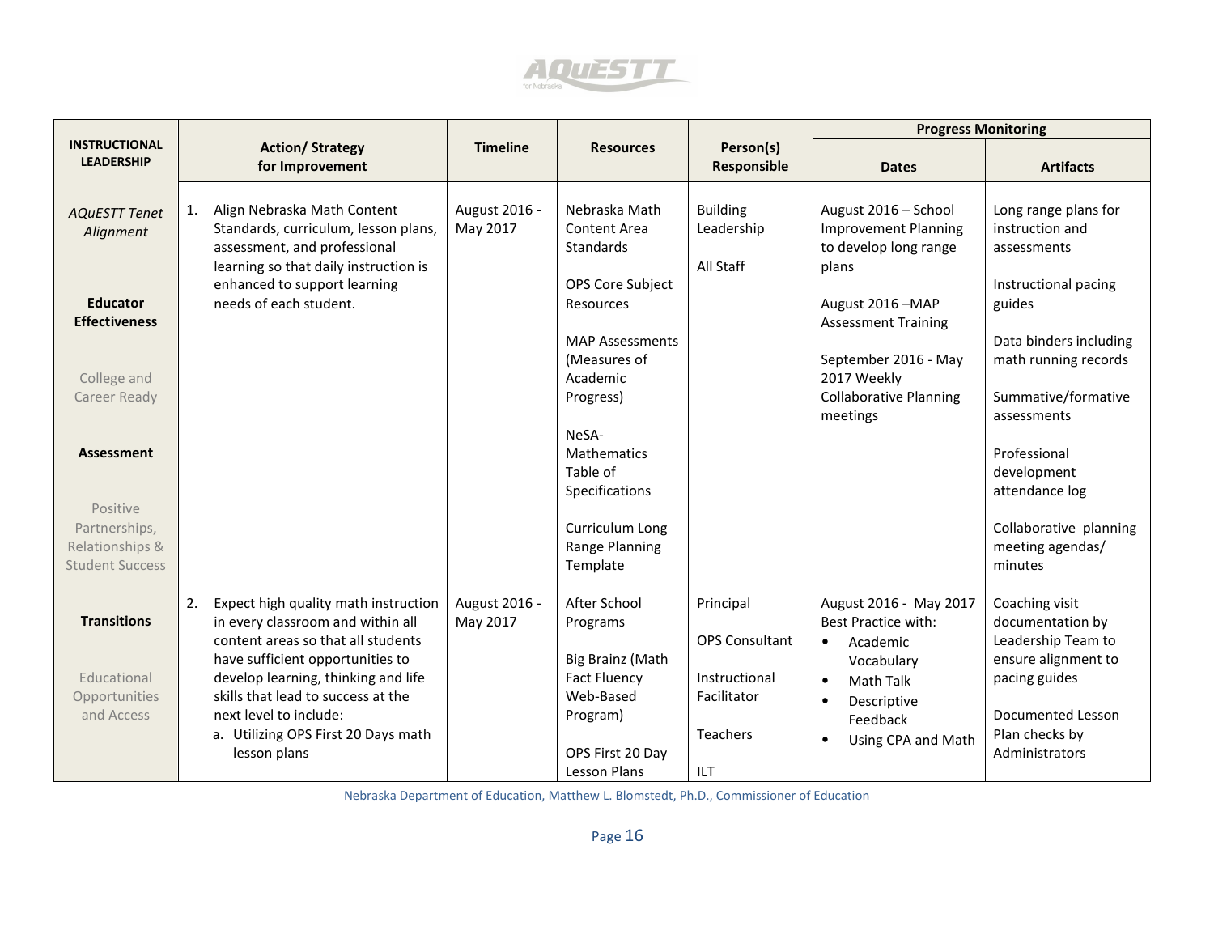| INSTRUCTIONAL LEADERSHIP | Action/ Strategy for Improvement | Timeline | Resources | Person(s) Responsible | Progress Monitoring | |
|---|---|---|---|---|---|---|
| | | | | | Dates | Artifacts |
| *AQuESTT Tenet Alignment*<br><br>**Educator Effectiveness**<br><br>College and Career Ready<br><br>**Assessment**<br><br>Positive Partnerships, Relationships & Student Success | 1. Align Nebraska Math Content Standards, curriculum, lesson plans, assessment, and professional learning so that daily instruction is enhanced to support learning needs of each student. | August 2016 - May 2017 | Nebraska Math Content Area Standards<br><br>OPS Core Subject Resources<br><br>MAP Assessments (Measures of Academic Progress)<br><br>NeSA-Mathematics Table of Specifications<br><br>Curriculum Long Range Planning Template | Building Leadership<br><br>All Staff | August 2016 – School Improvement Planning to develop long range plans<br><br>August 2016 –MAP Assessment Training<br><br>September 2016 - May 2017 Weekly Collaborative Planning meetings | Long range plans for instruction and assessments<br><br>Instructional pacing guides<br><br>Data binders including math running records<br><br>Summative/formative assessments<br><br>Professional development attendance log<br><br>Collaborative planning meeting agendas/ minutes |
| **Transitions**<br><br>Educational Opportunities and Access | 2. Expect high quality math instruction in every classroom and within all content areas so that all students have sufficient opportunities to develop learning, thinking and life skills that lead to success at the next level to include:<br>a. Utilizing OPS First 20 Days math lesson plans | August 2016 - May 2017 | After School Programs<br><br>Big Brainz (Math Fact Fluency Web-Based Program)<br><br>OPS First 20 Day Lesson Plans | Principal<br><br>OPS Consultant<br><br>Instructional Facilitator<br><br>Teachers<br><br>ILT | August 2016 - May 2017 Best Practice with:<br>• Academic Vocabulary<br>• Math Talk<br>• Descriptive Feedback<br>• Using CPA and Math | Coaching visit documentation by Leadership Team to ensure alignment to pacing guides<br><br>Documented Lesson Plan checks by Administrators |

Nebraska Department of Education, Matthew L. Blomstedt, Ph.D., Commissioner of Education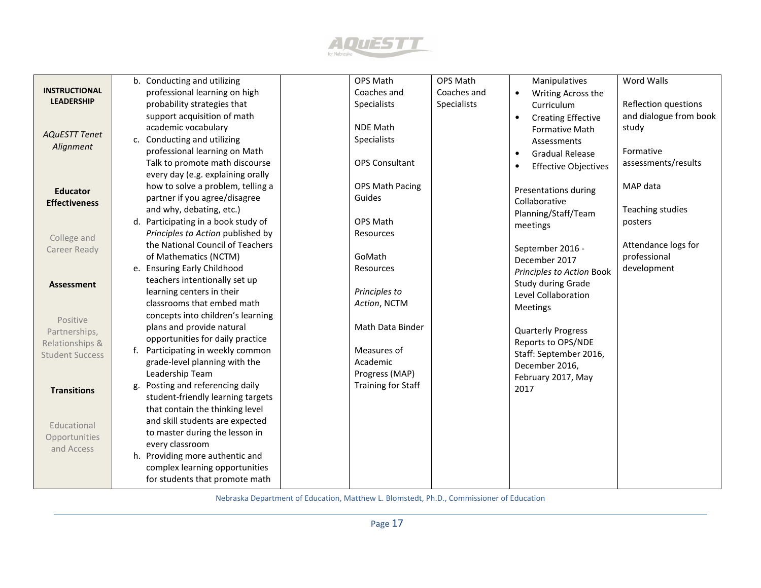| INSTRUCTIONAL LEADERSHIP<br><br>*AQuESTT Tenet Alignment*<br><br>**Educator Effectiveness**<br><br>College and Career Ready<br><br>**Assessment**<br><br>Positive Partnerships, Relationships & Student Success<br><br>**Transitions**<br><br>Educational Opportunities and Access | b. Conducting and utilizing professional learning on high probability strategies that support acquisition of math academic vocabulary<br>c. Conducting and utilizing professional learning on Math Talk to promote math discourse every day (e.g. explaining orally how to solve a problem, telling a partner if you agree/disagree and why, debating, etc.)<br>d. Participating in a book study of *Principles to Action* published by the National Council of Teachers of Mathematics (NCTM)<br>e. Ensuring Early Childhood teachers intentionally set up learning centers in their classrooms that embed math concepts into children's learning plans and provide natural opportunities for daily practice<br>f. Participating in weekly common grade-level planning with the Leadership Team<br>g. Posting and referencing daily student-friendly learning targets that contain the thinking level and skill students are expected to master during the lesson in every classroom<br>h. Providing more authentic and complex learning opportunities for students that promote math | | OPS Math Coaches and Specialists<br><br>NDE Math Specialists<br><br>OPS Consultant<br><br>OPS Math Pacing Guides<br><br>OPS Math Resources<br><br>GoMath Resources<br><br>*Principles to Action*, NCTM<br><br>Math Data Binder<br><br>Measures of Academic Progress (MAP) Training for Staff | OPS Math Coaches and Specialists | Manipulatives<br>• Writing Across the Curriculum<br>• Creating Effective Formative Math Assessments<br>• Gradual Release<br>• Effective Objectives<br><br>Presentations during Collaborative Planning/Staff/Team meetings<br><br>September 2016 - December 2017 *Principles to Action* Book Study during Grade Level Collaboration Meetings<br><br>Quarterly Progress Reports to OPS/NDE Staff: September 2016, December 2016, February 2017, May 2017 | Word Walls<br><br>Reflection questions and dialogue from book study<br><br>Formative assessments/results<br><br>MAP data<br><br>Teaching studies posters<br><br>Attendance logs for professional development |
|---|---|---|---|---|---|---|

Nebraska Department of Education, Matthew L. Blomstedt, Ph.D., Commissioner of Education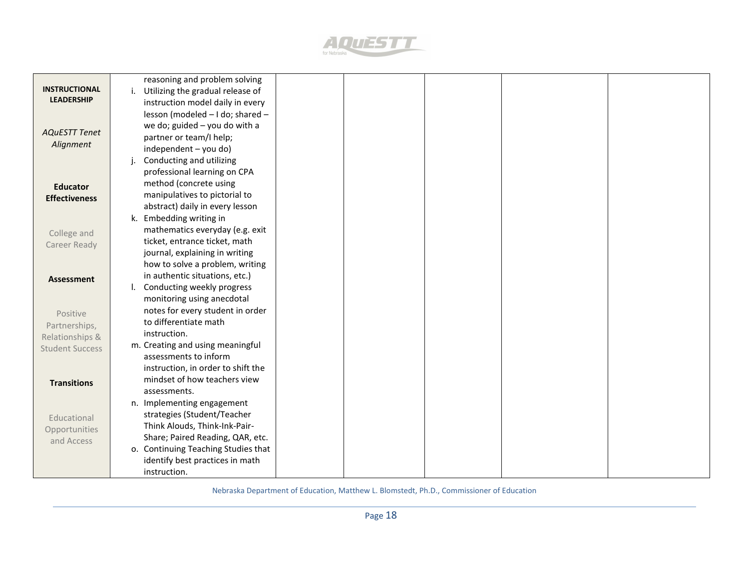| INSTRUCTIONAL LEADERSHIP<br><br>*AQuESTT Tenet Alignment*<br><br>**Educator Effectiveness**<br><br>College and Career Ready<br><br>**Assessment**<br><br>Positive Partnerships, Relationships & Student Success<br><br>**Transitions**<br><br>Educational Opportunities and Access | reasoning and problem solving<br>i. Utilizing the gradual release of instruction model daily in every lesson (modeled – I do; shared – we do; guided – you do with a partner or team/I help; independent – you do)<br>j. Conducting and utilizing professional learning on CPA method (concrete using manipulatives to pictorial to abstract) daily in every lesson<br>k. Embedding writing in mathematics everyday (e.g. exit ticket, entrance ticket, math journal, explaining in writing how to solve a problem, writing in authentic situations, etc.)<br>l. Conducting weekly progress monitoring using anecdotal notes for every student in order to differentiate math instruction.<br>m. Creating and using meaningful assessments to inform instruction, in order to shift the mindset of how teachers view assessments.<br>n. Implementing engagement strategies (Student/Teacher Think Alouds, Think-Ink-Pair-Share; Paired Reading, QAR, etc.<br>o. Continuing Teaching Studies that identify best practices in math instruction. | | | | | |
|---|---|---|---|---|---|---|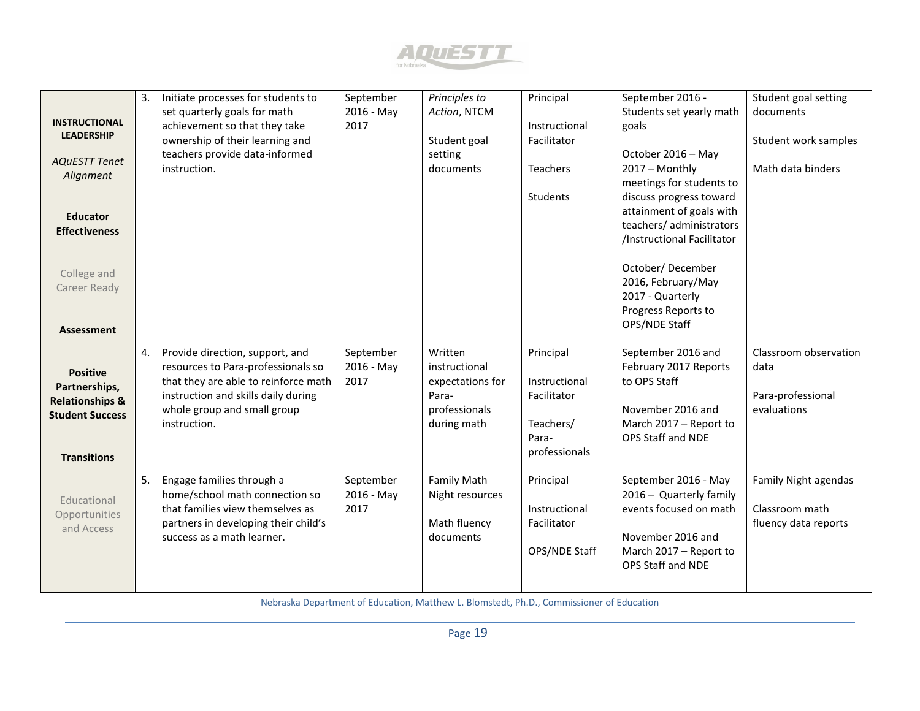| INSTRUCTIONAL LEADERSHIP<br><br>*AQuESTT Tenet Alignment*<br><br>**Educator Effectiveness**<br><br>College and Career Ready<br><br>**Assessment**<br><br>**Positive Partnerships, Relationships & Student Success**<br><br>**Transitions**<br><br>Educational Opportunities and Access | | | | | |
|---|---|---|---|---|---|
| | 3. Initiate processes for students to set quarterly goals for math achievement so that they take ownership of their learning and teachers provide data-informed instruction. | September 2016 - May 2017 | *Principles to Action*, NTCM<br><br>Student goal setting documents | Principal<br><br>Instructional Facilitator<br><br>Teachers<br><br>Students | September 2016 - Students set yearly math goals<br><br>October 2016 – May 2017 – Monthly meetings for students to discuss progress toward attainment of goals with teachers/ administrators /Instructional Facilitator<br><br>October/ December 2016, February/May 2017 - Quarterly Progress Reports to OPS/NDE Staff | Student goal setting documents<br><br>Student work samples<br><br>Math data binders |
| | 4. Provide direction, support, and resources to Para-professionals so that they are able to reinforce math instruction and skills daily during whole group and small group instruction. | September 2016 - May 2017 | Written instructional expectations for Para-professionals during math | Principal<br><br>Instructional Facilitator<br><br>Teachers/ Para-professionals | September 2016 and February 2017 Reports to OPS Staff<br><br>November 2016 and March 2017 – Report to OPS Staff and NDE | Classroom observation data<br><br>Para-professional evaluations |
| | 5. Engage families through a home/school math connection so that families view themselves as partners in developing their child's success as a math learner. | September 2016 - May 2017 | Family Math Night resources<br><br>Math fluency documents | Principal<br><br>Instructional Facilitator<br><br>OPS/NDE Staff | September 2016 - May 2016 – Quarterly family events focused on math<br><br>November 2016 and March 2017 – Report to OPS Staff and NDE | Family Night agendas<br><br>Classroom math fluency data reports |

Nebraska Department of Education, Matthew L. Blomstedt, Ph.D., Commissioner of Education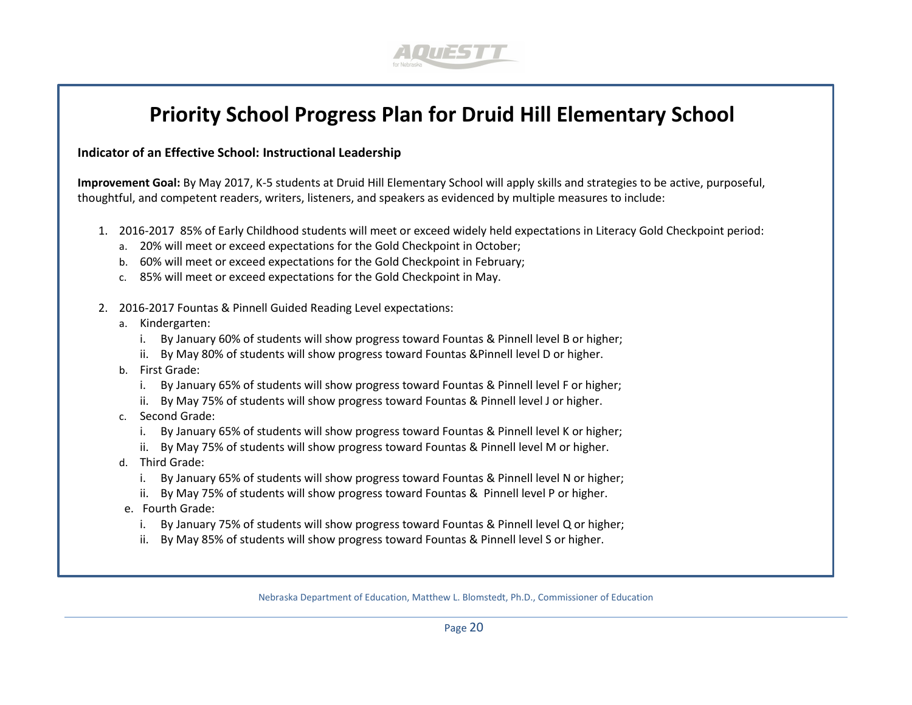# Priority School Progress Plan for Druid Hill Elementary School

**Indicator of an Effective School: Instructional Leadership**

**Improvement Goal:** By May 2017, K-5 students at Druid Hill Elementary School will apply skills and strategies to be active, purposeful, thoughtful, and competent readers, writers, listeners, and speakers as evidenced by multiple measures to include:

1. 2016-2017 85% of Early Childhood students will meet or exceed widely held expectations in Literacy Gold Checkpoint period:
   a. 20% will meet or exceed expectations for the Gold Checkpoint in October;
   b. 60% will meet or exceed expectations for the Gold Checkpoint in February;
   c. 85% will meet or exceed expectations for the Gold Checkpoint in May.
2. 2016-2017 Fountas & Pinnell Guided Reading Level expectations:
   a. Kindergarten:
      i. By January 60% of students will show progress toward Fountas & Pinnell level B or higher;
      ii. By May 80% of students will show progress toward Fountas &Pinnell level D or higher.
   b. First Grade:
      i. By January 65% of students will show progress toward Fountas & Pinnell level F or higher;
      ii. By May 75% of students will show progress toward Fountas & Pinnell level J or higher.
   c. Second Grade:
      i. By January 65% of students will show progress toward Fountas & Pinnell level K or higher;
      ii. By May 75% of students will show progress toward Fountas & Pinnell level M or higher.
   d. Third Grade:
      i. By January 65% of students will show progress toward Fountas & Pinnell level N or higher;
      ii. By May 75% of students will show progress toward Fountas & Pinnell level P or higher.
   e. Fourth Grade:
      i. By January 75% of students will show progress toward Fountas & Pinnell level Q or higher;
      ii. By May 85% of students will show progress toward Fountas & Pinnell level S or higher.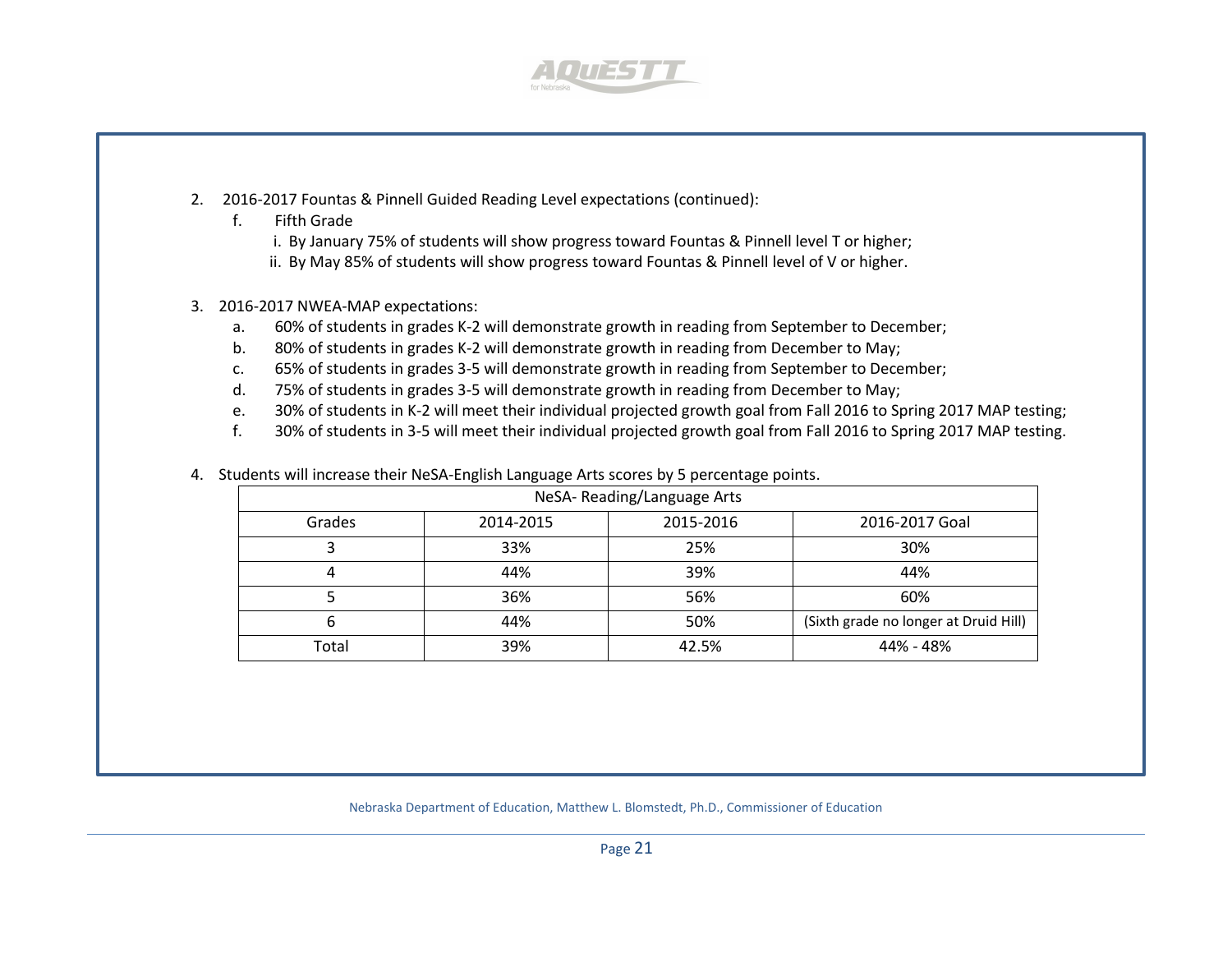2. 2016-2017 Fountas & Pinnell Guided Reading Level expectations (continued):
   f. Fifth Grade
      i. By January 75% of students will show progress toward Fountas & Pinnell level T or higher;
      ii. By May 85% of students will show progress toward Fountas & Pinnell level of V or higher.

3. 2016-2017 NWEA-MAP expectations:
   a. 60% of students in grades K-2 will demonstrate growth in reading from September to December;
   b. 80% of students in grades K-2 will demonstrate growth in reading from December to May;
   c. 65% of students in grades 3-5 will demonstrate growth in reading from September to December;
   d. 75% of students in grades 3-5 will demonstrate growth in reading from December to May;
   e. 30% of students in K-2 will meet their individual projected growth goal from Fall 2016 to Spring 2017 MAP testing;
   f. 30% of students in 3-5 will meet their individual projected growth goal from Fall 2016 to Spring 2017 MAP testing.

4. Students will increase their NeSA-English Language Arts scores by 5 percentage points.

| NeSA- Reading/Language Arts | | | |
|---|---|---|---|
| Grades | 2014-2015 | 2015-2016 | 2016-2017 Goal |
| 3 | 33% | 25% | 30% |
| 4 | 44% | 39% | 44% |
| 5 | 36% | 56% | 60% |
| 6 | 44% | 50% | (Sixth grade no longer at Druid Hill) |
| Total | 39% | 42.5% | 44% - 48% |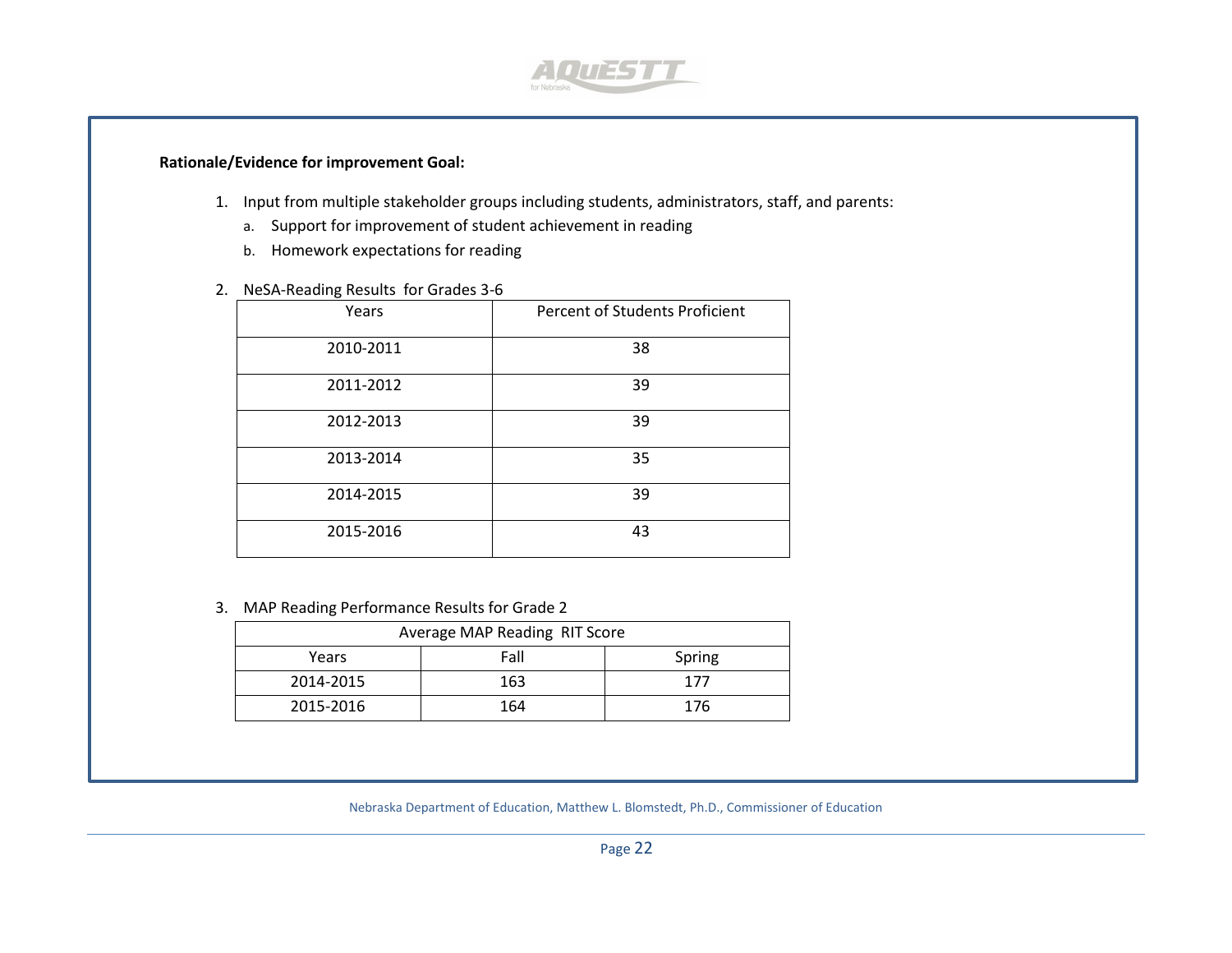**Rationale/Evidence for improvement Goal:**

1. Input from multiple stakeholder groups including students, administrators, staff, and parents:
   a. Support for improvement of student achievement in reading
   b. Homework expectations for reading

2. NeSA-Reading Results for Grades 3-6

| Years | Percent of Students Proficient |
|---|---|
| 2010-2011 | 38 |
| 2011-2012 | 39 |
| 2012-2013 | 39 |
| 2013-2014 | 35 |
| 2014-2015 | 39 |
| 2015-2016 | 43 |

3. MAP Reading Performance Results for Grade 2

| Average MAP Reading RIT Score | | |
|---|---|---|
| Years | Fall | Spring |
| 2014-2015 | 163 | 177 |
| 2015-2016 | 164 | 176 |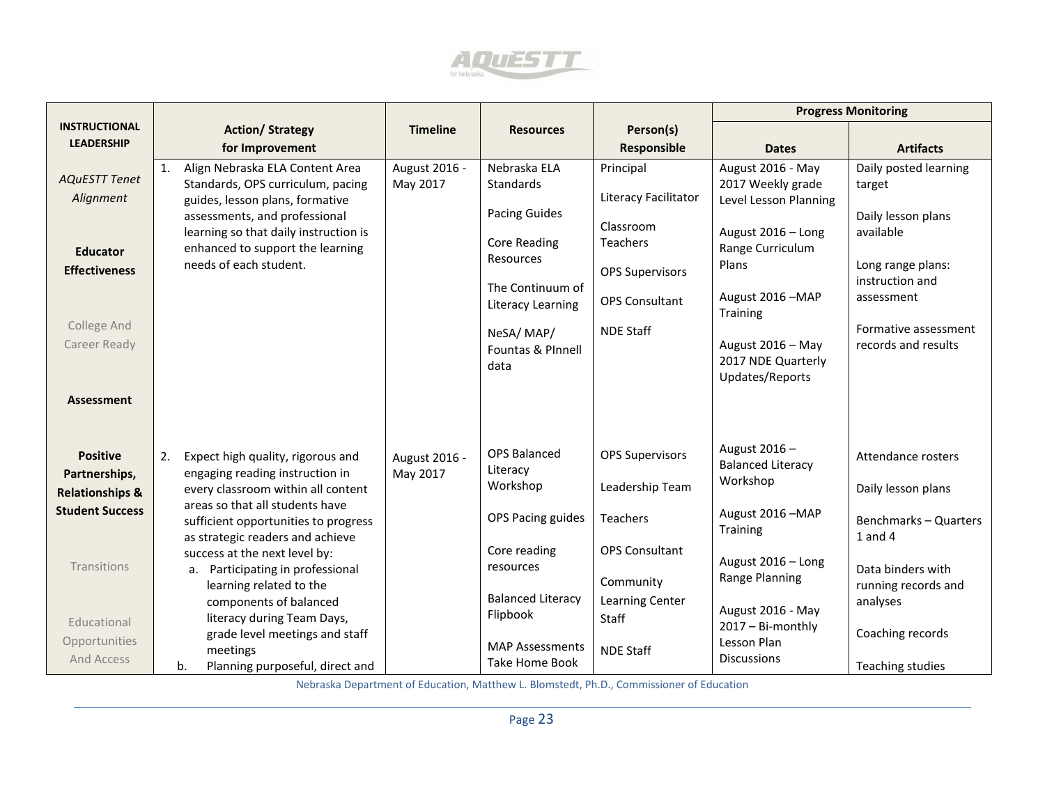| INSTRUCTIONAL LEADERSHIP | Action/ Strategy for Improvement | Timeline | Resources | Person(s) Responsible | Progress Monitoring | |
|---|---|---|---|---|---|---|
| | | | | | Dates | Artifacts |
| *AQuESTT Tenet Alignment*<br><br>**Educator Effectiveness**<br><br>College And Career Ready<br><br>**Assessment** | 1. Align Nebraska ELA Content Area Standards, OPS curriculum, pacing guides, lesson plans, formative assessments, and professional learning so that daily instruction is enhanced to support the learning needs of each student. | August 2016 - May 2017 | Nebraska ELA Standards<br><br>Pacing Guides<br><br>Core Reading Resources<br><br>The Continuum of Literacy Learning<br><br>NeSA/ MAP/ Fountas & PInnell data | Principal<br><br>Literacy Facilitator<br><br>Classroom Teachers<br><br>OPS Supervisors<br><br>OPS Consultant<br><br>NDE Staff | August 2016 - May 2017 Weekly grade Level Lesson Planning<br><br>August 2016 – Long Range Curriculum Plans<br><br>August 2016 –MAP Training<br><br>August 2016 – May 2017 NDE Quarterly Updates/Reports | Daily posted learning target<br><br>Daily lesson plans available<br><br>Long range plans: instruction and assessment<br><br>Formative assessment records and results |
| **Positive Partnerships, Relationships & Student Success**<br><br>Transitions<br><br>Educational Opportunities And Access | 2. Expect high quality, rigorous and engaging reading instruction in every classroom within all content areas so that all students have sufficient opportunities to progress as strategic readers and achieve success at the next level by:<br>a. Participating in professional learning related to the components of balanced literacy during Team Days, grade level meetings and staff meetings<br>b. Planning purposeful, direct and | August 2016 - May 2017 | OPS Balanced Literacy Workshop<br><br>OPS Pacing guides<br><br>Core reading resources<br><br>Balanced Literacy Flipbook<br><br>MAP Assessments Take Home Book | OPS Supervisors<br><br>Leadership Team<br><br>Teachers<br><br>OPS Consultant<br><br>Community Learning Center Staff<br><br>NDE Staff | August 2016 – Balanced Literacy Workshop<br><br>August 2016 –MAP Training<br><br>August 2016 – Long Range Planning<br><br>August 2016 - May 2017 – Bi-monthly Lesson Plan Discussions | Attendance rosters<br><br>Daily lesson plans<br><br>Benchmarks – Quarters 1 and 4<br><br>Data binders with running records and analyses<br><br>Coaching records<br><br>Teaching studies |

Nebraska Department of Education, Matthew L. Blomstedt, Ph.D., Commissioner of Education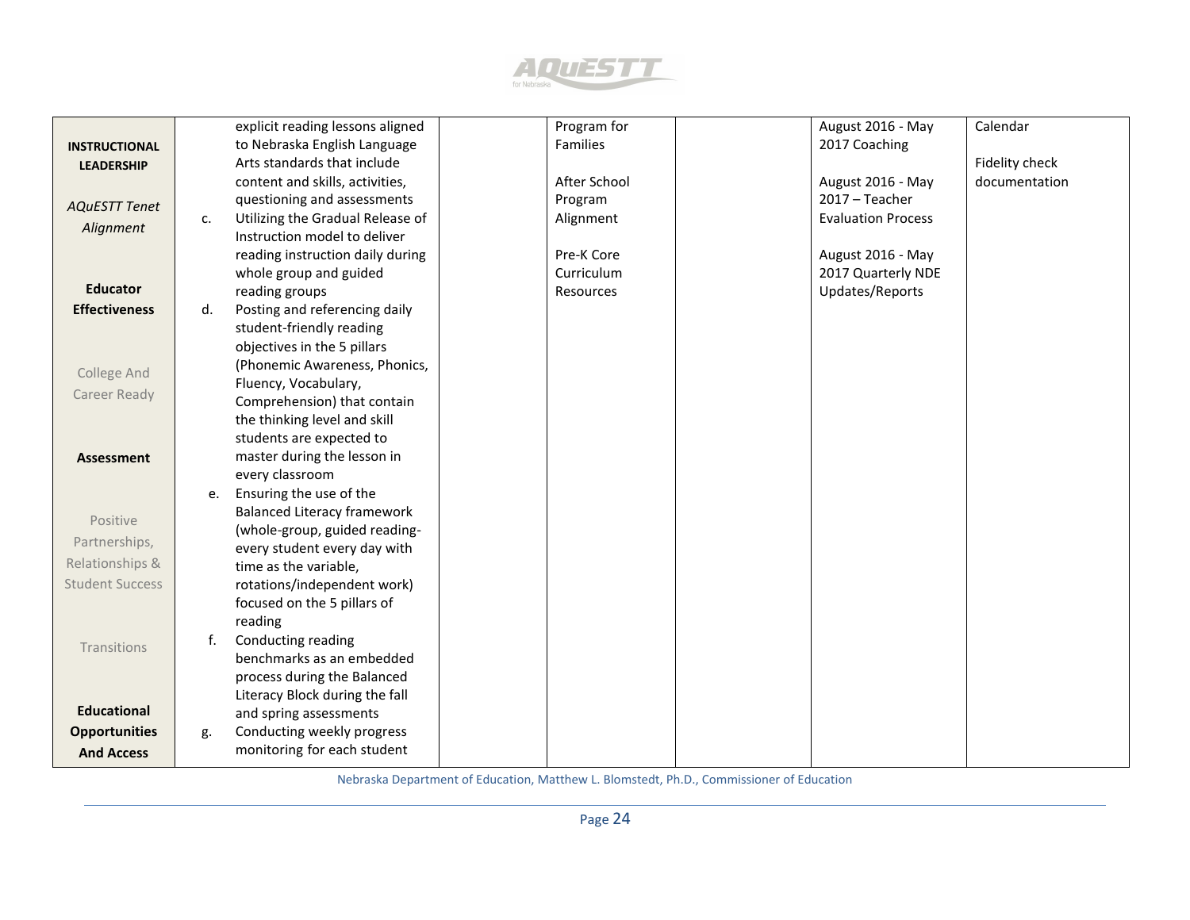| | | | | | | |
|---|---|---|---|---|---|---|
| **INSTRUCTIONAL LEADERSHIP**<br><br>*AQuESTT Tenet Alignment*<br><br>**Educator Effectiveness**<br><br>College And Career Ready<br><br>**Assessment**<br><br>Positive Partnerships, Relationships & Student Success<br><br>Transitions<br><br>**Educational Opportunities And Access** | explicit reading lessons aligned to Nebraska English Language Arts standards that include content and skills, activities, questioning and assessments<br>c. Utilizing the Gradual Release of Instruction model to deliver reading instruction daily during whole group and guided reading groups<br>d. Posting and referencing daily student-friendly reading objectives in the 5 pillars (Phonemic Awareness, Phonics, Fluency, Vocabulary, Comprehension) that contain the thinking level and skill students are expected to master during the lesson in every classroom<br>e. Ensuring the use of the Balanced Literacy framework (whole-group, guided reading-every student every day with time as the variable, rotations/independent work) focused on the 5 pillars of reading<br>f. Conducting reading benchmarks as an embedded process during the Balanced Literacy Block during the fall and spring assessments<br>g. Conducting weekly progress monitoring for each student | | Program for Families<br><br>After School Program Alignment<br><br>Pre-K Core Curriculum Resources | | August 2016 - May 2017 Coaching<br><br>August 2016 - May 2017 – Teacher Evaluation Process<br><br>August 2016 - May 2017 Quarterly NDE Updates/Reports | Calendar<br><br>Fidelity check documentation |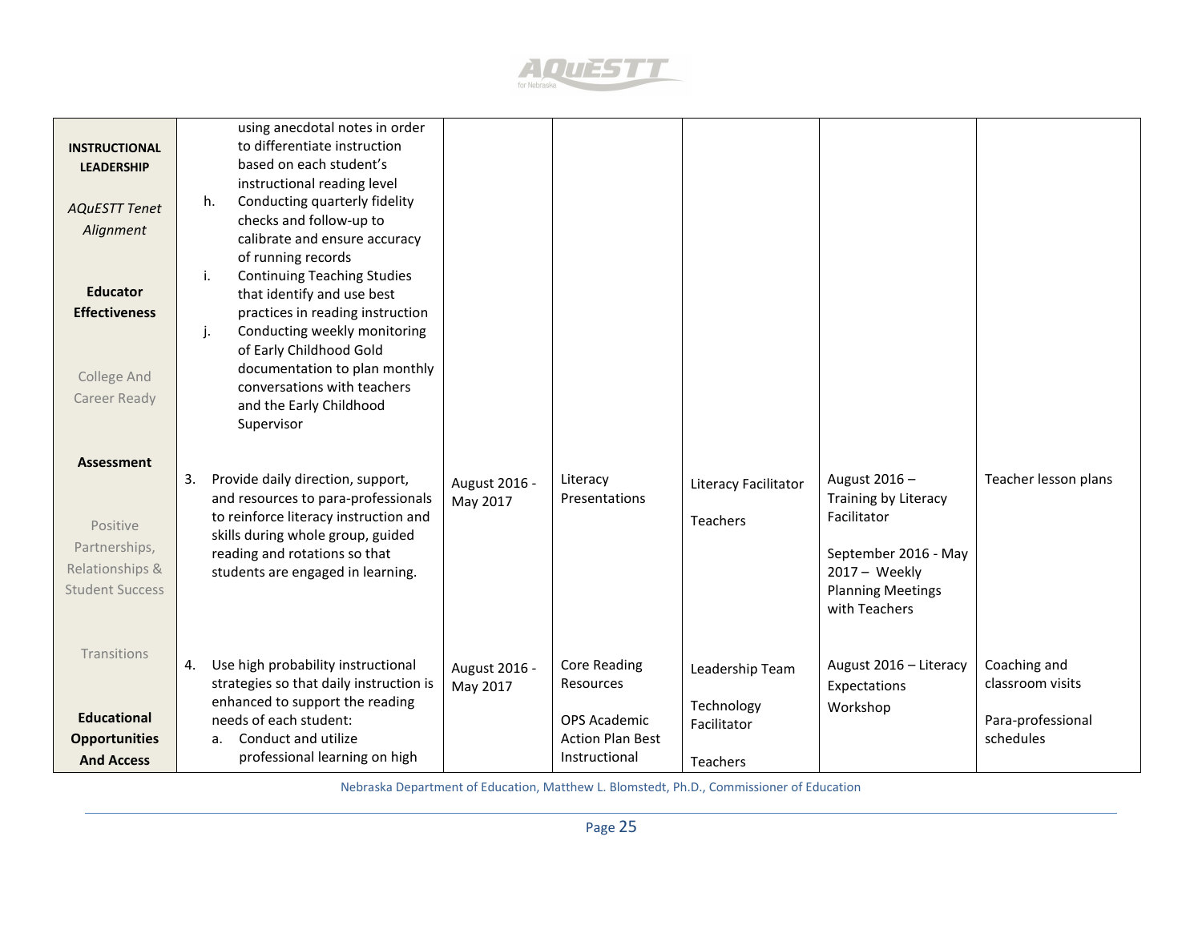| INSTRUCTIONAL LEADERSHIP<br><br>*AQuESTT Tenet Alignment*<br><br>**Educator Effectiveness**<br><br>College And Career Ready<br><br>**Assessment**<br><br>Positive Partnerships, Relationships & Student Success<br><br>Transitions<br><br>**Educational Opportunities And Access** | using anecdotal notes in order to differentiate instruction based on each student's instructional reading level<br>h. Conducting quarterly fidelity checks and follow-up to calibrate and ensure accuracy of running records<br>i. Continuing Teaching Studies that identify and use best practices in reading instruction<br>j. Conducting weekly monitoring of Early Childhood Gold documentation to plan monthly conversations with teachers and the Early Childhood Supervisor | | | | | |
|---|---|---|---|---|---|---|
| | 3. Provide daily direction, support, and resources to para-professionals to reinforce literacy instruction and skills during whole group, guided reading and rotations so that students are engaged in learning. | August 2016 - May 2017 | Literacy Presentations | Literacy Facilitator<br><br>Teachers | August 2016 – Training by Literacy Facilitator<br><br>September 2016 - May 2017 – Weekly Planning Meetings with Teachers | Teacher lesson plans |
| | 4. Use high probability instructional strategies so that daily instruction is enhanced to support the reading needs of each student:<br>a. Conduct and utilize professional learning on high | August 2016 - May 2017 | Core Reading Resources<br><br>OPS Academic Action Plan Best Instructional | Leadership Team<br><br>Technology Facilitator<br><br>Teachers | August 2016 – Literacy Expectations Workshop | Coaching and classroom visits<br><br>Para-professional schedules |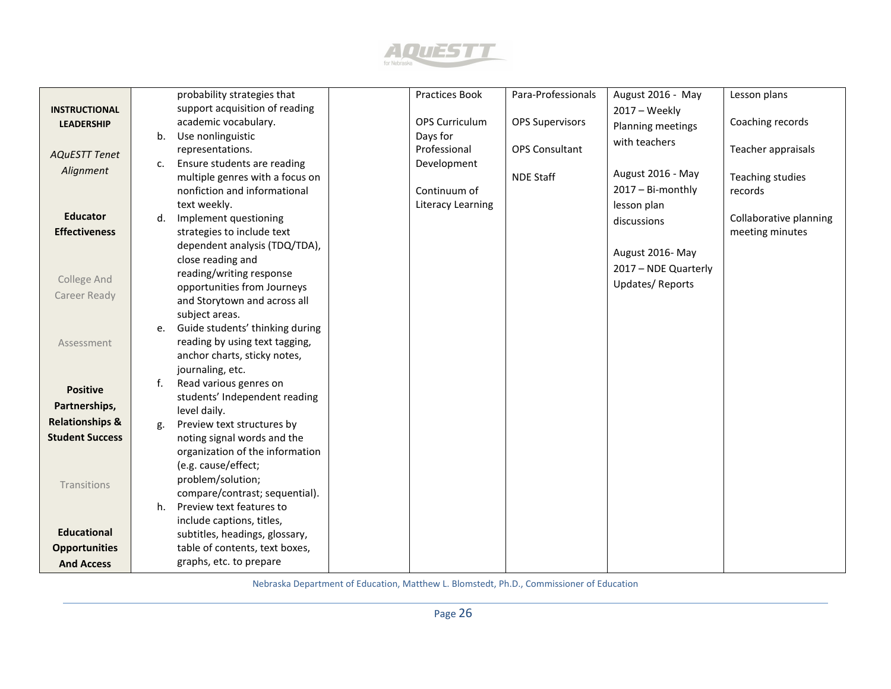| INSTRUCTIONAL LEADERSHIP<br><br>*AQuESTT Tenet Alignment*<br><br>**Educator Effectiveness**<br><br>College And Career Ready<br><br>Assessment<br><br>**Positive Partnerships, Relationships & Student Success**<br><br>Transitions<br><br>**Educational Opportunities And Access** | probability strategies that support acquisition of reading academic vocabulary.<br>b. Use nonlinguistic representations.<br>c. Ensure students are reading multiple genres with a focus on nonfiction and informational text weekly.<br>d. Implement questioning strategies to include text dependent analysis (TDQ/TDA), close reading and reading/writing response opportunities from Journeys and Storytown and across all subject areas.<br>e. Guide students' thinking during reading by using text tagging, anchor charts, sticky notes, journaling, etc.<br>f. Read various genres on students' Independent reading level daily.<br>g. Preview text structures by noting signal words and the organization of the information (e.g. cause/effect; problem/solution; compare/contrast; sequential).<br>h. Preview text features to include captions, titles, subtitles, headings, glossary, table of contents, text boxes, graphs, etc. to prepare | | Practices Book<br><br>OPS Curriculum Days for Professional Development<br><br>Continuum of Literacy Learning | Para-Professionals<br><br>OPS Supervisors<br><br>OPS Consultant<br><br>NDE Staff | August 2016 - May 2017 – Weekly Planning meetings with teachers<br><br>August 2016 - May 2017 – Bi-monthly lesson plan discussions<br><br>August 2016- May 2017 – NDE Quarterly Updates/ Reports | Lesson plans<br><br>Coaching records<br><br>Teacher appraisals<br><br>Teaching studies records<br><br>Collaborative planning meeting minutes |
|---|---|---|---|---|---|---|

Nebraska Department of Education, Matthew L. Blomstedt, Ph.D., Commissioner of Education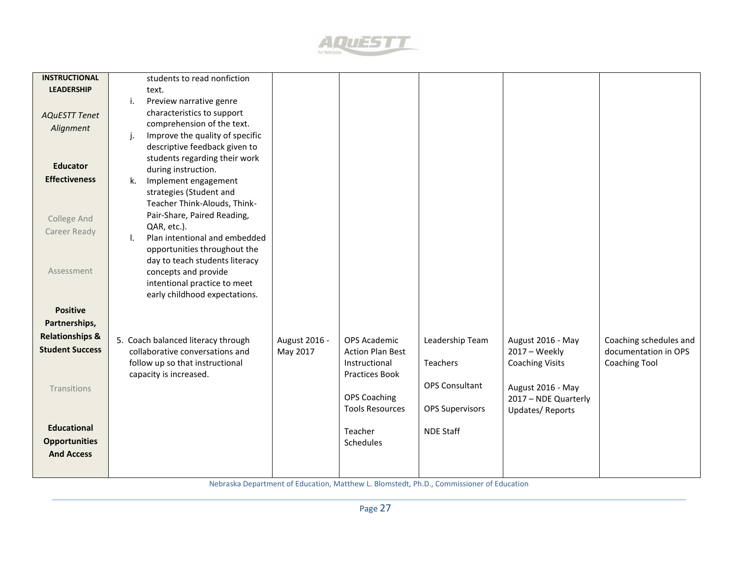| INSTRUCTIONAL LEADERSHIP *AQuESTT Tenet Alignment* **Educator Effectiveness** College And Career Ready Assessment **Positive Partnerships, Relationships & Student Success** Transitions **Educational Opportunities And Access** | students to read nonfiction text.<br>i. Preview narrative genre characteristics to support comprehension of the text.<br>j. Improve the quality of specific descriptive feedback given to students regarding their work during instruction.<br>k. Implement engagement strategies (Student and Teacher Think-Alouds, Think-Pair-Share, Paired Reading, QAR, etc.).<br>l. Plan intentional and embedded opportunities throughout the day to teach students literacy concepts and provide intentional practice to meet early childhood expectations. | | | | | |
|---|---|---|---|---|---|---|
| | 5. Coach balanced literacy through collaborative conversations and follow up so that instructional capacity is increased. | August 2016 - May 2017 | OPS Academic Action Plan Best Instructional Practices Book<br><br>OPS Coaching Tools Resources<br><br>Teacher Schedules | Leadership Team<br><br>Teachers<br><br>OPS Consultant<br><br>OPS Supervisors<br><br>NDE Staff | August 2016 - May 2017 – Weekly Coaching Visits<br><br>August 2016 - May 2017 – NDE Quarterly Updates/ Reports | Coaching schedules and documentation in OPS Coaching Tool |

Nebraska Department of Education, Matthew L. Blomstedt, Ph.D., Commissioner of Education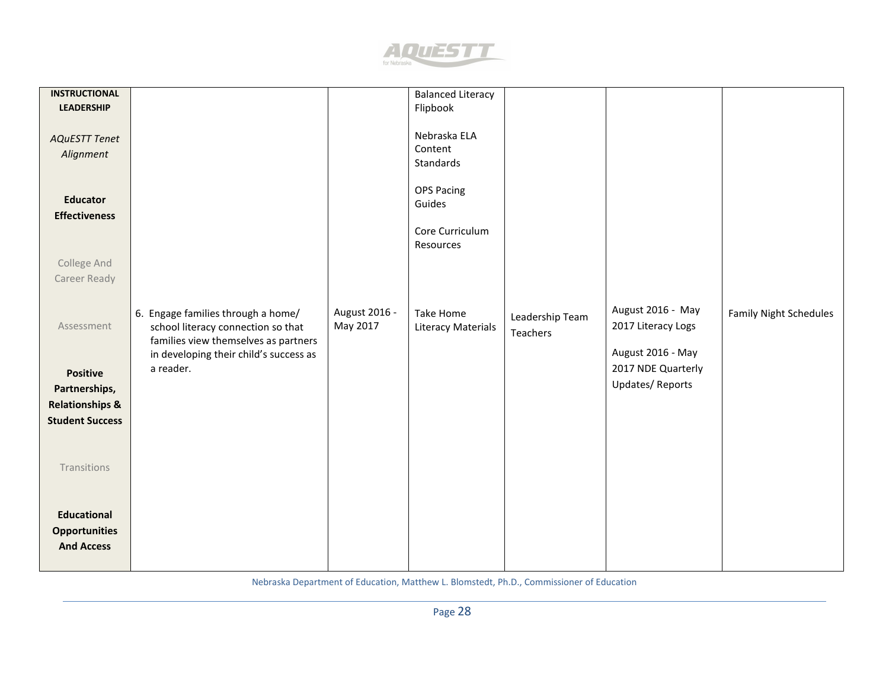| INSTRUCTIONAL LEADERSHIP *AQuESTT Tenet Alignment* **Educator Effectiveness** College And Career Ready Assessment **Positive Partnerships, Relationships & Student Success** Transitions **Educational Opportunities And Access** | | | Balanced Literacy Flipbook<br><br>Nebraska ELA Content Standards<br><br>OPS Pacing Guides<br><br>Core Curriculum Resources | | | |
|---|---|---|---|---|---|---|
| | 6. Engage families through a home/ school literacy connection so that families view themselves as partners in developing their child's success as a reader. | August 2016 - May 2017 | Take Home Literacy Materials | Leadership Team<br>Teachers | August 2016 - May 2017 Literacy Logs<br><br>August 2016 - May 2017 NDE Quarterly Updates/ Reports | Family Night Schedules |

Nebraska Department of Education, Matthew L. Blomstedt, Ph.D., Commissioner of Education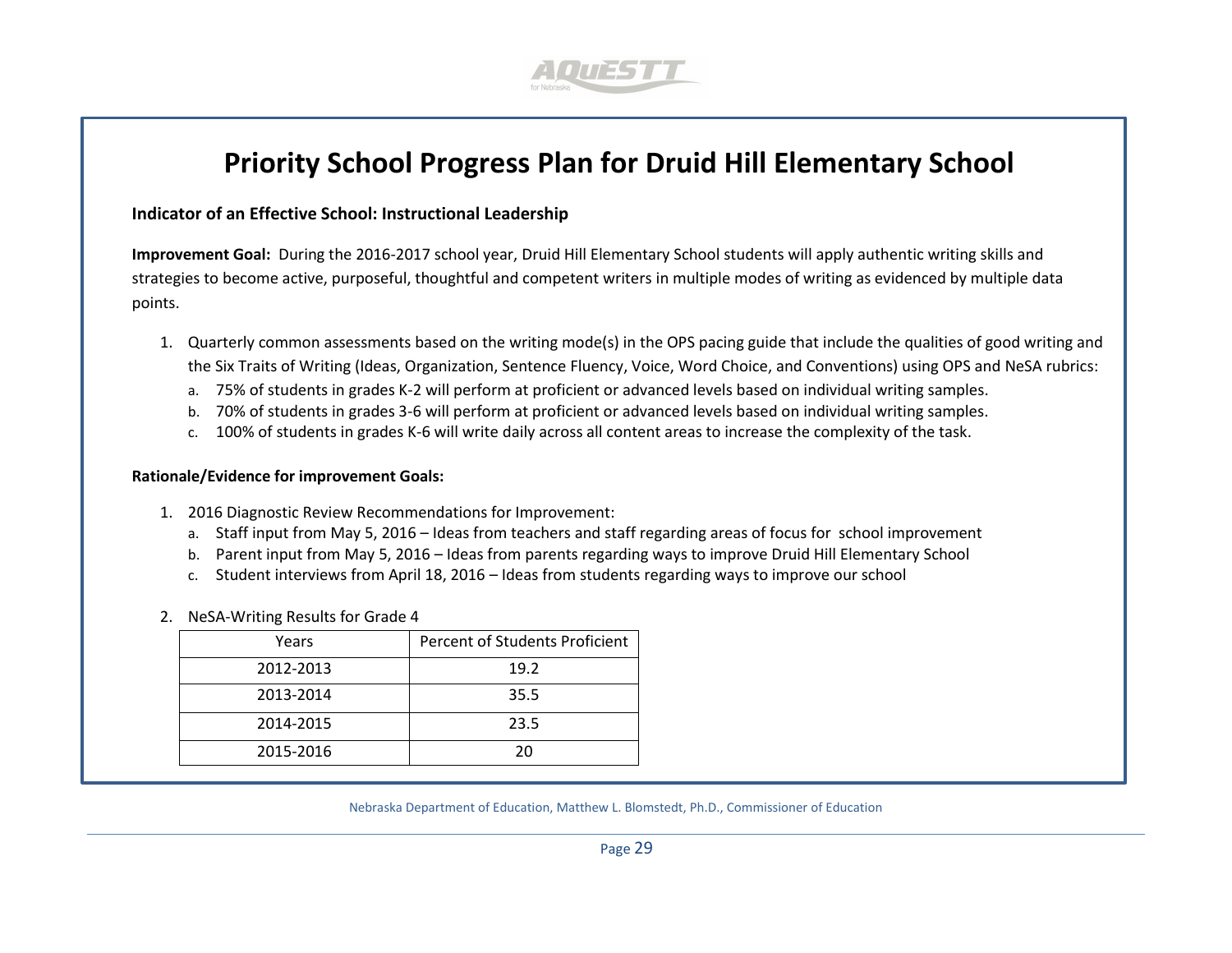# Priority School Progress Plan for Druid Hill Elementary School

**Indicator of an Effective School: Instructional Leadership**

**Improvement Goal:** During the 2016-2017 school year, Druid Hill Elementary School students will apply authentic writing skills and strategies to become active, purposeful, thoughtful and competent writers in multiple modes of writing as evidenced by multiple data points.

1. Quarterly common assessments based on the writing mode(s) in the OPS pacing guide that include the qualities of good writing and the Six Traits of Writing (Ideas, Organization, Sentence Fluency, Voice, Word Choice, and Conventions) using OPS and NeSA rubrics:
   a. 75% of students in grades K-2 will perform at proficient or advanced levels based on individual writing samples.
   b. 70% of students in grades 3-6 will perform at proficient or advanced levels based on individual writing samples.
   c. 100% of students in grades K-6 will write daily across all content areas to increase the complexity of the task.

**Rationale/Evidence for improvement Goals:**

1. 2016 Diagnostic Review Recommendations for Improvement:
   a. Staff input from May 5, 2016 – Ideas from teachers and staff regarding areas of focus for school improvement
   b. Parent input from May 5, 2016 – Ideas from parents regarding ways to improve Druid Hill Elementary School
   c. Student interviews from April 18, 2016 – Ideas from students regarding ways to improve our school

2. NeSA-Writing Results for Grade 4

| Years | Percent of Students Proficient |
|---|---|
| 2012-2013 | 19.2 |
| 2013-2014 | 35.5 |
| 2014-2015 | 23.5 |
| 2015-2016 | 20 |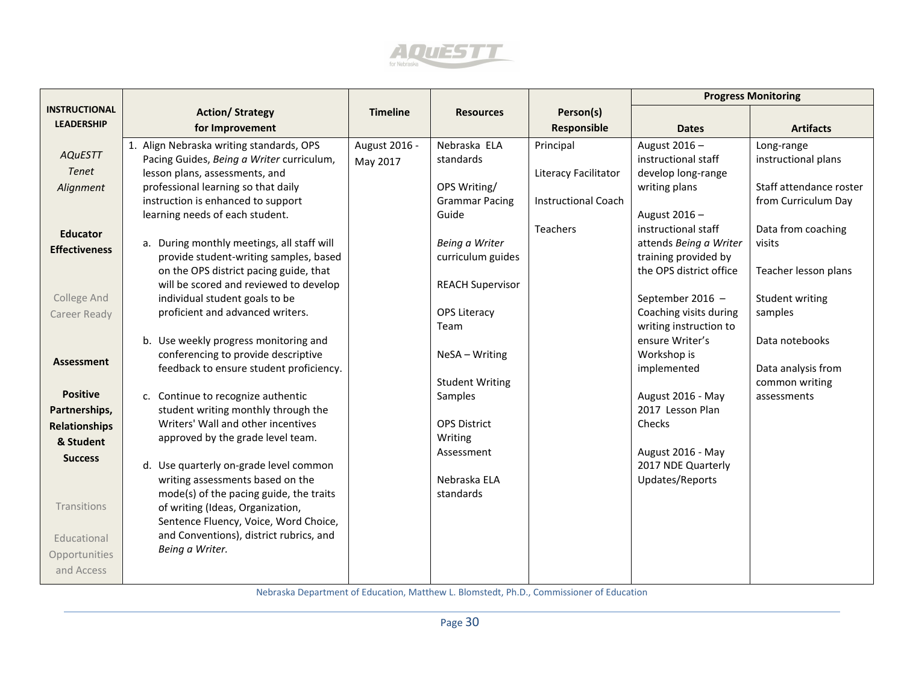| INSTRUCTIONAL LEADERSHIP | Action/ Strategy for Improvement | Timeline | Resources | Person(s) Responsible | Progress Monitoring | |
|---|---|---|---|---|---|---|
| | | | | | **Dates** | **Artifacts** |
| *AQuESTT Tenet Alignment*<br><br>**Educator Effectiveness**<br><br>College And Career Ready<br><br>**Assessment**<br><br>**Positive Partnerships, Relationships & Student Success**<br><br>Transitions<br><br>Educational Opportunities and Access | 1. Align Nebraska writing standards, OPS Pacing Guides, *Being a Writer* curriculum, lesson plans, assessments, and professional learning so that daily instruction is enhanced to support learning needs of each student.<br><br>a. During monthly meetings, all staff will provide student-writing samples, based on the OPS district pacing guide, that will be scored and reviewed to develop individual student goals to be proficient and advanced writers.<br><br>b. Use weekly progress monitoring and conferencing to provide descriptive feedback to ensure student proficiency.<br><br>c. Continue to recognize authentic student writing monthly through the Writers' Wall and other incentives approved by the grade level team.<br><br>d. Use quarterly on-grade level common writing assessments based on the mode(s) of the pacing guide, the traits of writing (Ideas, Organization, Sentence Fluency, Voice, Word Choice, and Conventions), district rubrics, and *Being a Writer.* | August 2016 - May 2017 | Nebraska ELA standards<br><br>OPS Writing/ Grammar Pacing Guide<br><br>*Being a Writer* curriculum guides<br><br>REACH Supervisor<br><br>OPS Literacy Team<br><br>NeSA – Writing<br><br>Student Writing Samples<br><br>OPS District Writing Assessment<br><br>Nebraska ELA standards | Principal<br><br>Literacy Facilitator<br><br>Instructional Coach<br><br>Teachers | August 2016 – instructional staff develop long-range writing plans<br><br>August 2016 – instructional staff attends *Being a Writer* training provided by the OPS district office<br><br>September 2016 – Coaching visits during writing instruction to ensure Writer's Workshop is implemented<br><br>August 2016 - May 2017 Lesson Plan Checks<br><br>August 2016 - May 2017 NDE Quarterly Updates/Reports | Long-range instructional plans<br><br>Staff attendance roster from Curriculum Day<br><br>Data from coaching visits<br><br>Teacher lesson plans<br><br>Student writing samples<br><br>Data notebooks<br><br>Data analysis from common writing assessments |

Nebraska Department of Education, Matthew L. Blomstedt, Ph.D., Commissioner of Education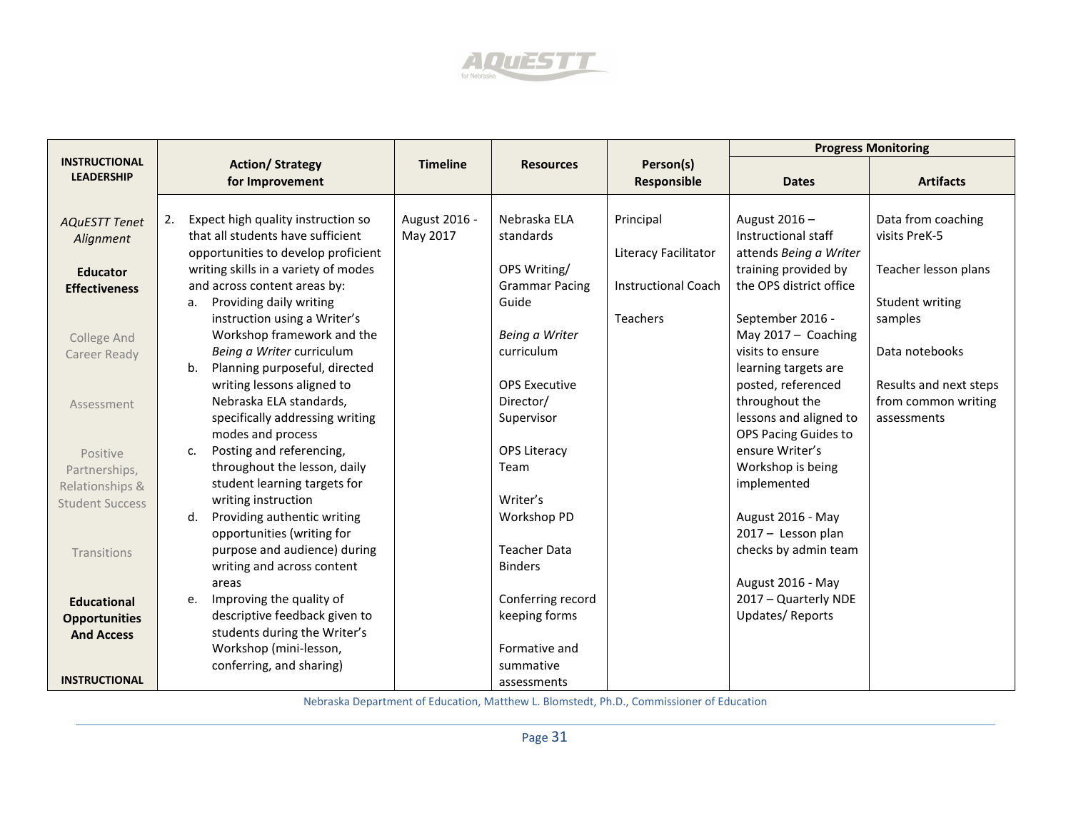| INSTRUCTIONAL LEADERSHIP | Action/ Strategy for Improvement | Timeline | Resources | Person(s) Responsible | Progress Monitoring | |
|---|---|---|---|---|---|---|
| | | | | | Dates | Artifacts |
| *AQuESTT Tenet Alignment*<br><br>**Educator Effectiveness**<br><br>College And Career Ready<br><br>Assessment<br><br>Positive Partnerships, Relationships & Student Success<br><br>Transitions<br><br>**Educational Opportunities And Access**<br><br>**INSTRUCTIONAL** | 2. Expect high quality instruction so that all students have sufficient opportunities to develop proficient writing skills in a variety of modes and across content areas by:<br>a. Providing daily writing instruction using a Writer's Workshop framework and the *Being a Writer* curriculum<br>b. Planning purposeful, directed writing lessons aligned to Nebraska ELA standards, specifically addressing writing modes and process<br>c. Posting and referencing, throughout the lesson, daily student learning targets for writing instruction<br>d. Providing authentic writing opportunities (writing for purpose and audience) during writing and across content areas<br>e. Improving the quality of descriptive feedback given to students during the Writer's Workshop (mini-lesson, conferring, and sharing) | August 2016 - May 2017 | Nebraska ELA standards<br><br>OPS Writing/ Grammar Pacing Guide<br><br>*Being a Writer* curriculum<br><br>OPS Executive Director/ Supervisor<br><br>OPS Literacy Team<br><br>Writer's Workshop PD<br><br>Teacher Data Binders<br><br>Conferring record keeping forms<br><br>Formative and summative assessments | Principal<br><br>Literacy Facilitator<br><br>Instructional Coach<br><br>Teachers | August 2016 – Instructional staff attends *Being a Writer* training provided by the OPS district office<br><br>September 2016 - May 2017 – Coaching visits to ensure learning targets are posted, referenced throughout the lessons and aligned to OPS Pacing Guides to ensure Writer's Workshop is being implemented<br><br>August 2016 - May 2017 – Lesson plan checks by admin team<br><br>August 2016 - May 2017 – Quarterly NDE Updates/ Reports | Data from coaching visits PreK-5<br><br>Teacher lesson plans<br><br>Student writing samples<br><br>Data notebooks<br><br>Results and next steps from common writing assessments |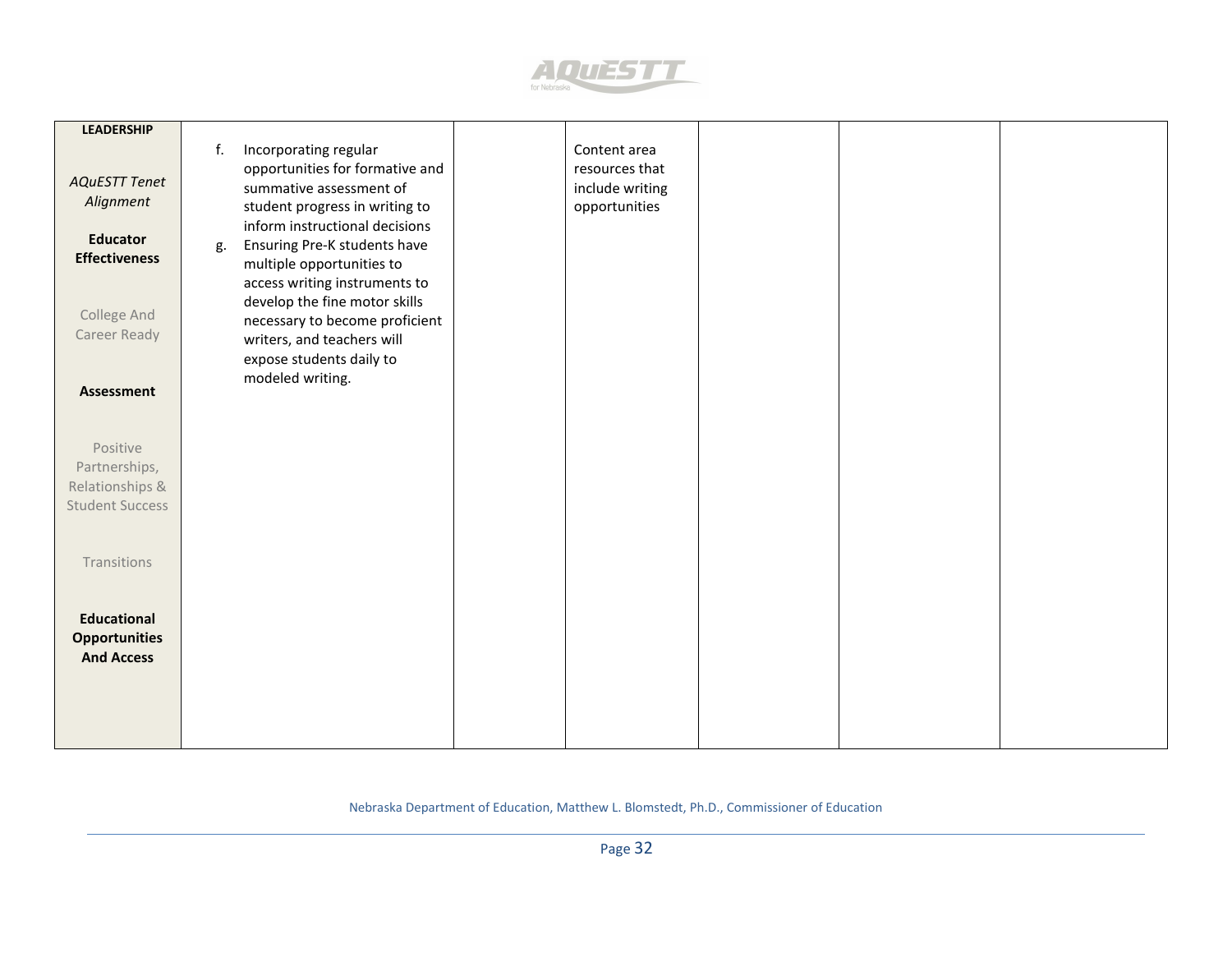| LEADERSHIP<br><br>*AQuESTT Tenet Alignment*<br><br>**Educator Effectiveness**<br><br>College And Career Ready<br><br>**Assessment**<br><br>Positive Partnerships, Relationships & Student Success<br><br>Transitions<br><br>**Educational Opportunities And Access** | f. Incorporating regular opportunities for formative and summative assessment of student progress in writing to inform instructional decisions<br>g. Ensuring Pre-K students have multiple opportunities to access writing instruments to develop the fine motor skills necessary to become proficient writers, and teachers will expose students daily to modeled writing. | | Content area resources that include writing opportunities | | | |
|---|---|---|---|---|---|---|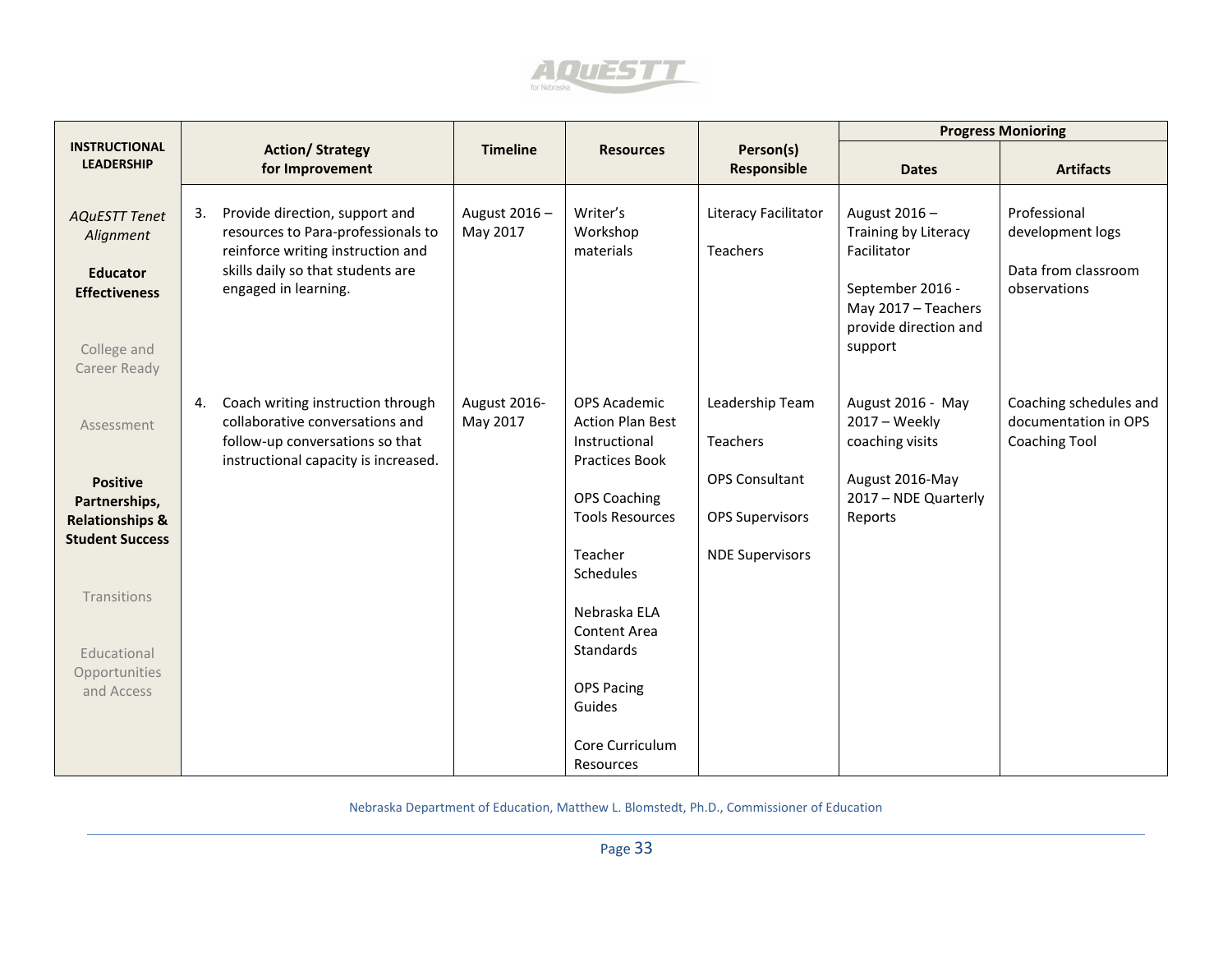| INSTRUCTIONAL LEADERSHIP | Action/ Strategy for Improvement | Timeline | Resources | Person(s) Responsible | Progress Monioring | |
|---|---|---|---|---|---|---|
| | | | | | Dates | Artifacts |
| *AQuESTT Tenet Alignment*<br><br>**Educator Effectiveness**<br><br>College and Career Ready | 3. Provide direction, support and resources to Para-professionals to reinforce writing instruction and skills daily so that students are engaged in learning. | August 2016 – May 2017 | Writer's Workshop materials | Literacy Facilitator<br><br>Teachers | August 2016 – Training by Literacy Facilitator<br><br>September 2016 - May 2017 – Teachers provide direction and support | Professional development logs<br><br>Data from classroom observations |
| Assessment<br><br>**Positive Partnerships, Relationships & Student Success**<br><br>Transitions<br><br>Educational Opportunities and Access | 4. Coach writing instruction through collaborative conversations and follow-up conversations so that instructional capacity is increased. | August 2016-May 2017 | OPS Academic Action Plan Best Instructional Practices Book<br><br>OPS Coaching Tools Resources<br><br>Teacher Schedules<br><br>Nebraska ELA Content Area Standards<br><br>OPS Pacing Guides<br><br>Core Curriculum Resources | Leadership Team<br><br>Teachers<br><br>OPS Consultant<br><br>OPS Supervisors<br><br>NDE Supervisors | August 2016 - May 2017 – Weekly coaching visits<br><br>August 2016-May 2017 – NDE Quarterly Reports | Coaching schedules and documentation in OPS Coaching Tool |

Nebraska Department of Education, Matthew L. Blomstedt, Ph.D., Commissioner of Education